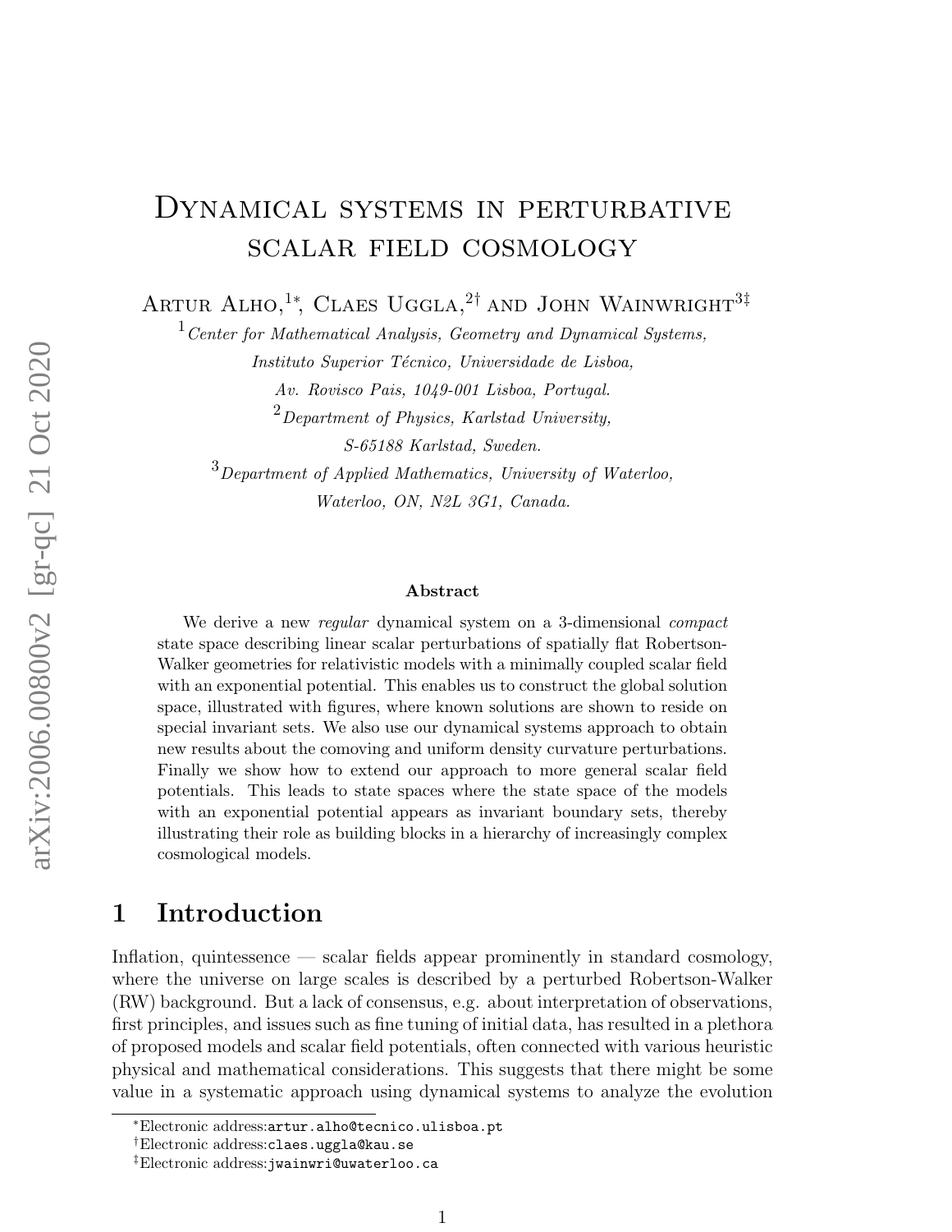# Dynamical systems in perturbative scalar field cosmology

Artur Alho,[1*], Claes Uggla,[2†] and John Wainwright[3‡]

[1] *Center for Mathematical Analysis, Geometry and Dynamical Systems, Instituto Superior Técnico, Universidade de Lisboa, Av. Rovisco Pais, 1049-001 Lisboa, Portugal.*

[2] *Department of Physics, Karlstad University, S-65188 Karlstad, Sweden.*

[3] *Department of Applied Mathematics, University of Waterloo, Waterloo, ON, N2L 3G1, Canada.*

### Abstract

We derive a new *regular* dynamical system on a 3-dimensional *compact* state space describing linear scalar perturbations of spatially flat Robertson-Walker geometries for relativistic models with a minimally coupled scalar field with an exponential potential. This enables us to construct the global solution space, illustrated with figures, where known solutions are shown to reside on special invariant sets. We also use our dynamical systems approach to obtain new results about the comoving and uniform density curvature perturbations. Finally we show how to extend our approach to more general scalar field potentials. This leads to state spaces where the state space of the models with an exponential potential appears as invariant boundary sets, thereby illustrating their role as building blocks in a hierarchy of increasingly complex cosmological models.

## 1 Introduction

Inflation, quintessence — scalar fields appear prominently in standard cosmology, where the universe on large scales is described by a perturbed Robertson-Walker (RW) background. But a lack of consensus, e.g. about interpretation of observations, first principles, and issues such as fine tuning of initial data, has resulted in a plethora of proposed models and scalar field potentials, often connected with various heuristic physical and mathematical considerations. This suggests that there might be some value in a systematic approach using dynamical systems to analyze the evolution

---

*Electronic address: artur.alho@tecnico.ulisboa.pt

†Electronic address: claes.uggla@kau.se

‡Electronic address: jwainwri@uwaterloo.ca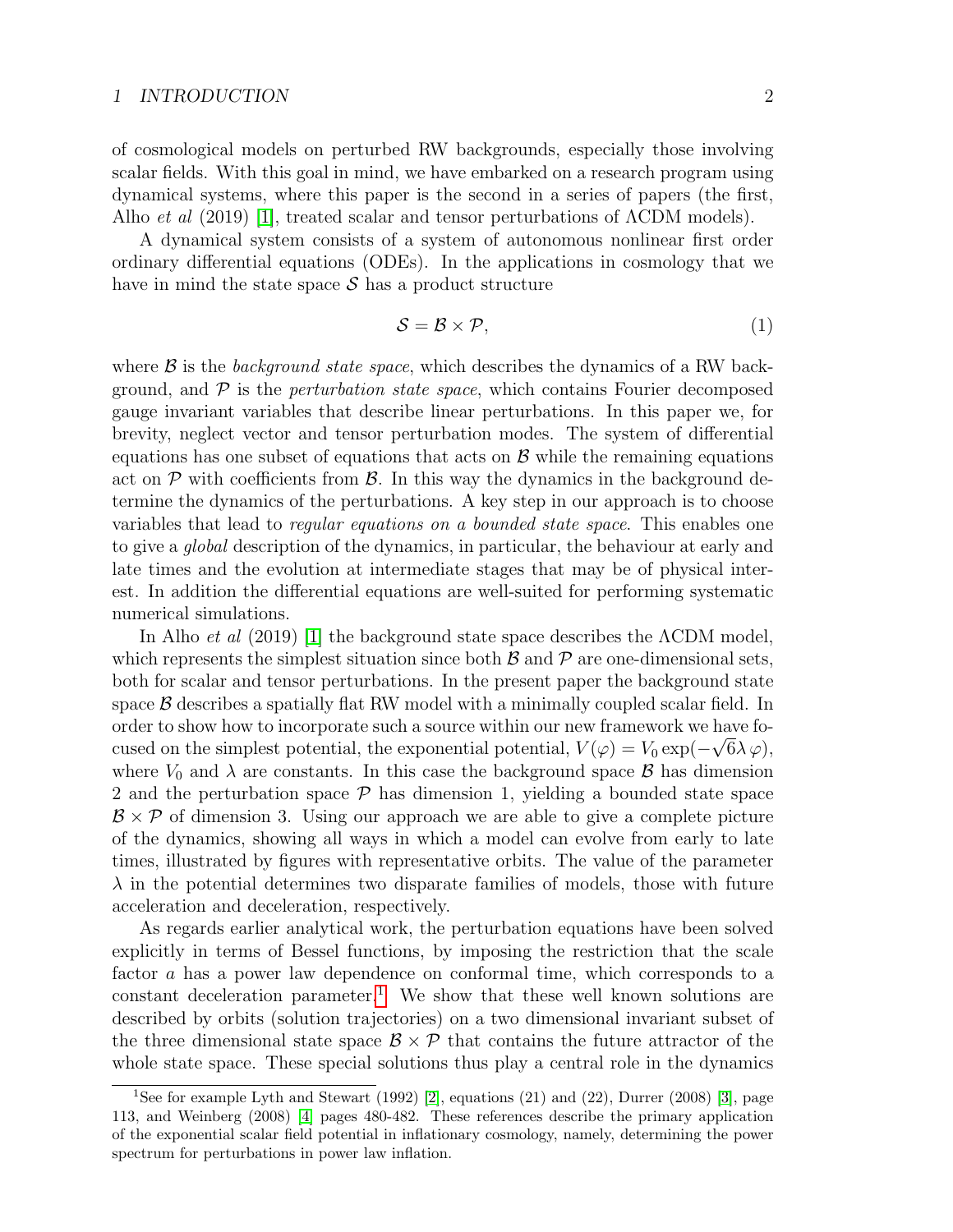of cosmological models on perturbed RW backgrounds, especially those involving scalar fields. With this goal in mind, we have embarked on a research program using dynamical systems, where this paper is the second in a series of papers (the first, Alho *et al* (2019) [1], treated scalar and tensor perturbations of ΛCDM models).

A dynamical system consists of a system of autonomous nonlinear first order ordinary differential equations (ODEs). In the applications in cosmology that we have in mind the state space $\mathcal{S}$ has a product structure

$$\mathcal{S} = \mathcal{B} \times \mathcal{P}, \tag{1}$$

where $\mathcal{B}$ is the *background state space*, which describes the dynamics of a RW background, and $\mathcal{P}$ is the *perturbation state space*, which contains Fourier decomposed gauge invariant variables that describe linear perturbations. In this paper we, for brevity, neglect vector and tensor perturbation modes. The system of differential equations has one subset of equations that acts on $\mathcal{B}$ while the remaining equations act on $\mathcal{P}$ with coefficients from $\mathcal{B}$. In this way the dynamics in the background determine the dynamics of the perturbations. A key step in our approach is to choose variables that lead to *regular equations on a bounded state space*. This enables one to give a *global* description of the dynamics, in particular, the behaviour at early and late times and the evolution at intermediate stages that may be of physical interest. In addition the differential equations are well-suited for performing systematic numerical simulations.

In Alho *et al* (2019) [1] the background state space describes the ΛCDM model, which represents the simplest situation since both $\mathcal{B}$ and $\mathcal{P}$ are one-dimensional sets, both for scalar and tensor perturbations. In the present paper the background state space $\mathcal{B}$ describes a spatially flat RW model with a minimally coupled scalar field. In order to show how to incorporate such a source within our new framework we have focused on the simplest potential, the exponential potential, $V(\varphi) = V_0 \exp(-\sqrt{6}\lambda\,\varphi)$, where $V_0$ and $\lambda$ are constants. In this case the background space $\mathcal{B}$ has dimension 2 and the perturbation space $\mathcal{P}$ has dimension 1, yielding a bounded state space $\mathcal{B} \times \mathcal{P}$ of dimension 3. Using our approach we are able to give a complete picture of the dynamics, showing all ways in which a model can evolve from early to late times, illustrated by figures with representative orbits. The value of the parameter $\lambda$ in the potential determines two disparate families of models, those with future acceleration and deceleration, respectively.

As regards earlier analytical work, the perturbation equations have been solved explicitly in terms of Bessel functions, by imposing the restriction that the scale factor $a$ has a power law dependence on conformal time, which corresponds to a constant deceleration parameter.[1] We show that these well known solutions are described by orbits (solution trajectories) on a two dimensional invariant subset of the three dimensional state space $\mathcal{B} \times \mathcal{P}$ that contains the future attractor of the whole state space. These special solutions thus play a central role in the dynamics

[1] See for example Lyth and Stewart (1992) [2], equations (21) and (22), Durrer (2008) [3], page 113, and Weinberg (2008) [4] pages 480-482. These references describe the primary application of the exponential scalar field potential in inflationary cosmology, namely, determining the power spectrum for perturbations in power law inflation.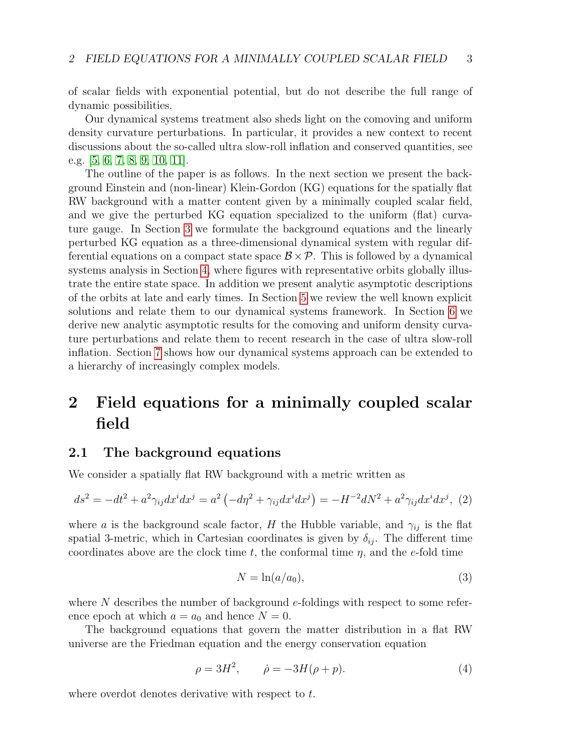of scalar fields with exponential potential, but do not describe the full range of dynamic possibilities.

Our dynamical systems treatment also sheds light on the comoving and uniform density curvature perturbations. In particular, it provides a new context to recent discussions about the so-called ultra slow-roll inflation and conserved quantities, see e.g. [5, 6, 7, 8, 9, 10, 11].

The outline of the paper is as follows. In the next section we present the background Einstein and (non-linear) Klein-Gordon (KG) equations for the spatially flat RW background with a matter content given by a minimally coupled scalar field, and we give the perturbed KG equation specialized to the uniform (flat) curvature gauge. In Section 3 we formulate the background equations and the linearly perturbed KG equation as a three-dimensional dynamical system with regular differential equations on a compact state space $\mathcal{B}\times\mathcal{P}$. This is followed by a dynamical systems analysis in Section 4, where figures with representative orbits globally illustrate the entire state space. In addition we present analytic asymptotic descriptions of the orbits at late and early times. In Section 5 we review the well known explicit solutions and relate them to our dynamical systems framework. In Section 6 we derive new analytic asymptotic results for the comoving and uniform density curvature perturbations and relate them to recent research in the case of ultra slow-roll inflation. Section 7 shows how our dynamical systems approach can be extended to a hierarchy of increasingly complex models.

# 2 Field equations for a minimally coupled scalar field

## 2.1 The background equations

We consider a spatially flat RW background with a metric written as

$$ds^2 = -dt^2 + a^2\gamma_{ij}dx^i dx^j = a^2\left(-d\eta^2 + \gamma_{ij}dx^i dx^j\right) = -H^{-2}dN^2 + a^2\gamma_{ij}dx^i dx^j, \tag{2}$$

where $a$ is the background scale factor, $H$ the Hubble variable, and $\gamma_{ij}$ is the flat spatial 3-metric, which in Cartesian coordinates is given by $\delta_{ij}$. The different time coordinates above are the clock time $t$, the conformal time $\eta$, and the $e$-fold time

$$N = \ln(a/a_0), \tag{3}$$

where $N$ describes the number of background $e$-foldings with respect to some reference epoch at which $a = a_0$ and hence $N = 0$.

The background equations that govern the matter distribution in a flat RW universe are the Friedman equation and the energy conservation equation

$$\rho = 3H^2, \qquad \dot{\rho} = -3H(\rho + p). \tag{4}$$

where overdot denotes derivative with respect to $t$.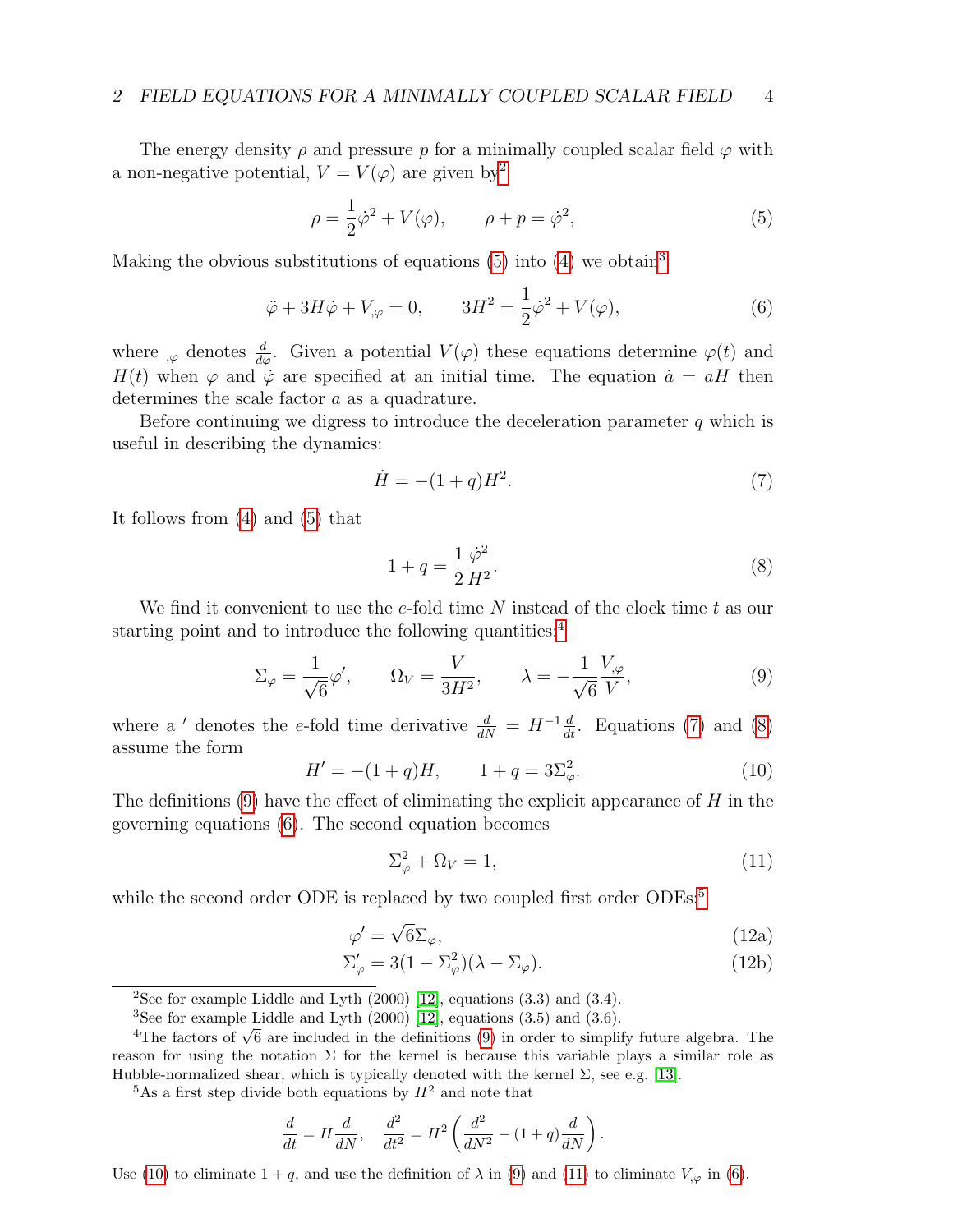The energy density $\rho$ and pressure $p$ for a minimally coupled scalar field $\varphi$ with a non-negative potential, $V = V(\varphi)$ are given by[2]

$$\rho = \frac{1}{2}\dot{\varphi}^2 + V(\varphi), \qquad \rho + p = \dot{\varphi}^2, \tag{5}$$

Making the obvious substitutions of equations (5) into (4) we obtain[3]

$$\ddot{\varphi} + 3H\dot{\varphi} + V_{,\varphi} = 0, \qquad 3H^2 = \frac{1}{2}\dot{\varphi}^2 + V(\varphi), \tag{6}$$

where $_{,\varphi}$ denotes $\frac{d}{d\varphi}$. Given a potential $V(\varphi)$ these equations determine $\varphi(t)$ and $H(t)$ when $\varphi$ and $\dot{\varphi}$ are specified at an initial time. The equation $\dot{a} = aH$ then determines the scale factor $a$ as a quadrature.

Before continuing we digress to introduce the deceleration parameter $q$ which is useful in describing the dynamics:

$$\dot{H} = -(1+q)H^2. \tag{7}$$

It follows from (4) and (5) that

$$1 + q = \frac{1}{2}\frac{\dot{\varphi}^2}{H^2}. \tag{8}$$

We find it convenient to use the $e$-fold time $N$ instead of the clock time $t$ as our starting point and to introduce the following quantities:[4]

$$\Sigma_\varphi = \frac{1}{\sqrt{6}}\varphi', \qquad \Omega_V = \frac{V}{3H^2}, \qquad \lambda = -\frac{1}{\sqrt{6}}\frac{V_{,\varphi}}{V}, \tag{9}$$

where a $'$ denotes the $e$-fold time derivative $\frac{d}{dN} = H^{-1}\frac{d}{dt}$. Equations (7) and (8) assume the form

$$H' = -(1+q)H, \qquad 1 + q = 3\Sigma_\varphi^2. \tag{10}$$

The definitions (9) have the effect of eliminating the explicit appearance of $H$ in the governing equations (6). The second equation becomes

$$\Sigma_\varphi^2 + \Omega_V = 1, \tag{11}$$

while the second order ODE is replaced by two coupled first order ODEs:[5]

$$\varphi' = \sqrt{6}\Sigma_\varphi, \tag{12a}$$

$$\Sigma_\varphi' = 3(1 - \Sigma_\varphi^2)(\lambda - \Sigma_\varphi). \tag{12b}$$

---

[2] See for example Liddle and Lyth (2000) [12], equations (3.3) and (3.4).

[3] See for example Liddle and Lyth (2000) [12], equations (3.5) and (3.6).

[4] The factors of $\sqrt{6}$ are included in the definitions (9) in order to simplify future algebra. The reason for using the notation $\Sigma$ for the kernel is because this variable plays a similar role as Hubble-normalized shear, which is typically denoted with the kernel $\Sigma$, see e.g. [13].

[5] As a first step divide both equations by $H^2$ and note that

$$\frac{d}{dt} = H\frac{d}{dN}, \quad \frac{d^2}{dt^2} = H^2\left(\frac{d^2}{dN^2} - (1+q)\frac{d}{dN}\right).$$

Use (10) to eliminate $1+q$, and use the definition of $\lambda$ in (9) and (11) to eliminate $V_{,\varphi}$ in (6).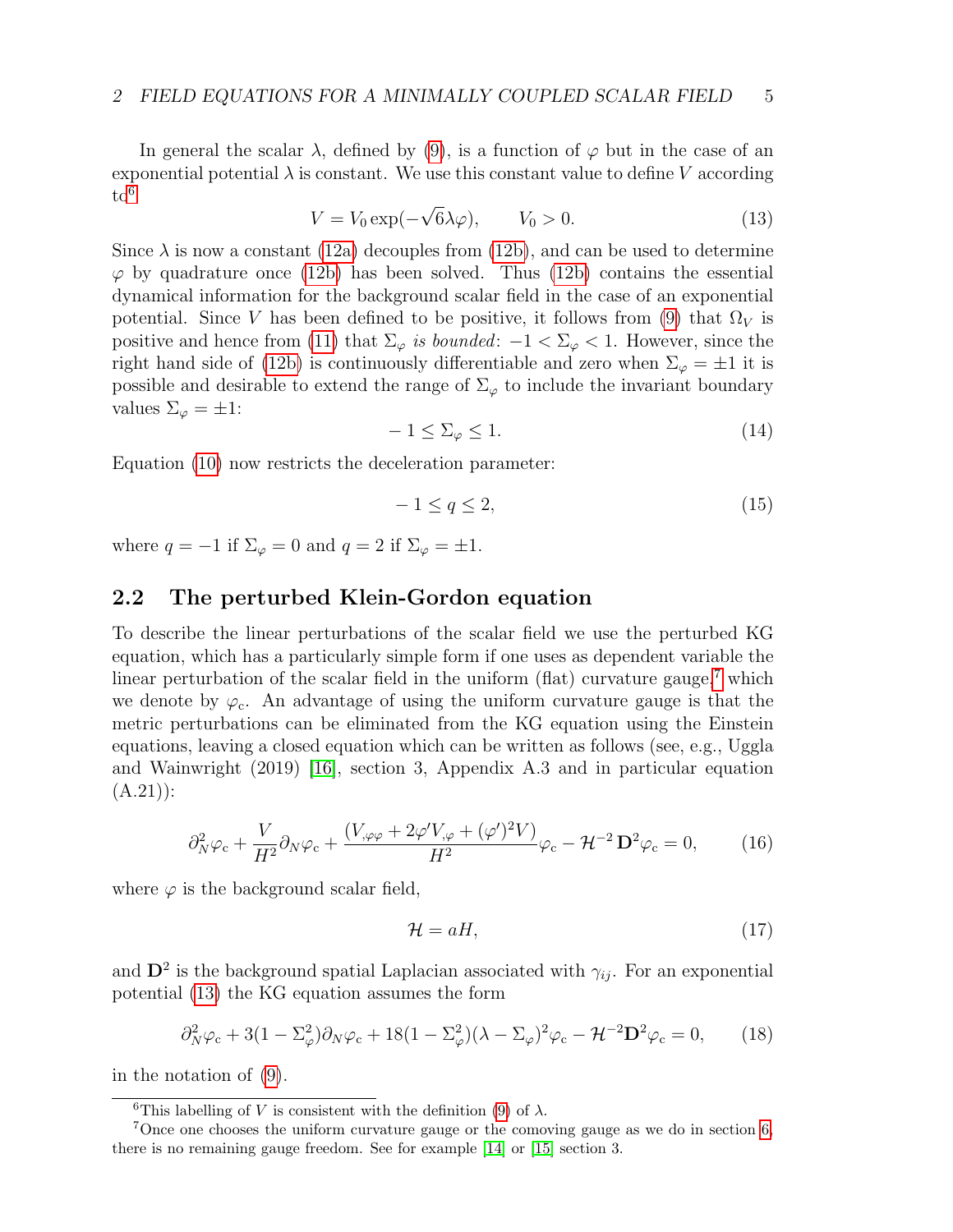In general the scalar $\lambda$, defined by (9), is a function of $\varphi$ but in the case of an exponential potential $\lambda$ is constant. We use this constant value to define $V$ according to[6]

$$V = V_0 \exp(-\sqrt{6}\lambda\varphi), \qquad V_0 > 0. \tag{13}$$

Since $\lambda$ is now a constant (12a) decouples from (12b), and can be used to determine $\varphi$ by quadrature once (12b) has been solved. Thus (12b) contains the essential dynamical information for the background scalar field in the case of an exponential potential. Since $V$ has been defined to be positive, it follows from (9) that $\Omega_V$ is positive and hence from (11) that $\Sigma_\varphi$ *is bounded*: $-1 < \Sigma_\varphi < 1$. However, since the right hand side of (12b) is continuously differentiable and zero when $\Sigma_\varphi = \pm 1$ it is possible and desirable to extend the range of $\Sigma_\varphi$ to include the invariant boundary values $\Sigma_\varphi = \pm 1$:

$$-1 \leq \Sigma_\varphi \leq 1. \tag{14}$$

Equation (10) now restricts the deceleration parameter:

$$-1 \leq q \leq 2, \tag{15}$$

where $q = -1$ if $\Sigma_\varphi = 0$ and $q = 2$ if $\Sigma_\varphi = \pm 1$.

## 2.2 The perturbed Klein-Gordon equation

To describe the linear perturbations of the scalar field we use the perturbed KG equation, which has a particularly simple form if one uses as dependent variable the linear perturbation of the scalar field in the uniform (flat) curvature gauge,[7] which we denote by $\varphi_c$. An advantage of using the uniform curvature gauge is that the metric perturbations can be eliminated from the KG equation using the Einstein equations, leaving a closed equation which can be written as follows (see, e.g., Uggla and Wainwright (2019) [16], section 3, Appendix A.3 and in particular equation (A.21)):

$$\partial_N^2 \varphi_c + \frac{V}{H^2}\partial_N \varphi_c + \frac{(V_{,\varphi\varphi} + 2\varphi' V_{,\varphi} + (\varphi')^2 V)}{H^2}\varphi_c - \mathcal{H}^{-2}\,\mathbf{D}^2\varphi_c = 0, \tag{16}$$

where $\varphi$ is the background scalar field,

$$\mathcal{H} = aH, \tag{17}$$

and $\mathbf{D}^2$ is the background spatial Laplacian associated with $\gamma_{ij}$. For an exponential potential (13) the KG equation assumes the form

$$\partial_N^2 \varphi_c + 3(1-\Sigma_\varphi^2)\partial_N \varphi_c + 18(1-\Sigma_\varphi^2)(\lambda - \Sigma_\varphi)^2\varphi_c - \mathcal{H}^{-2}\mathbf{D}^2\varphi_c = 0, \tag{18}$$

in the notation of (9).

[6] This labelling of $V$ is consistent with the definition (9) of $\lambda$.

[7] Once one chooses the uniform curvature gauge or the comoving gauge as we do in section 6, there is no remaining gauge freedom. See for example [14] or [15] section 3.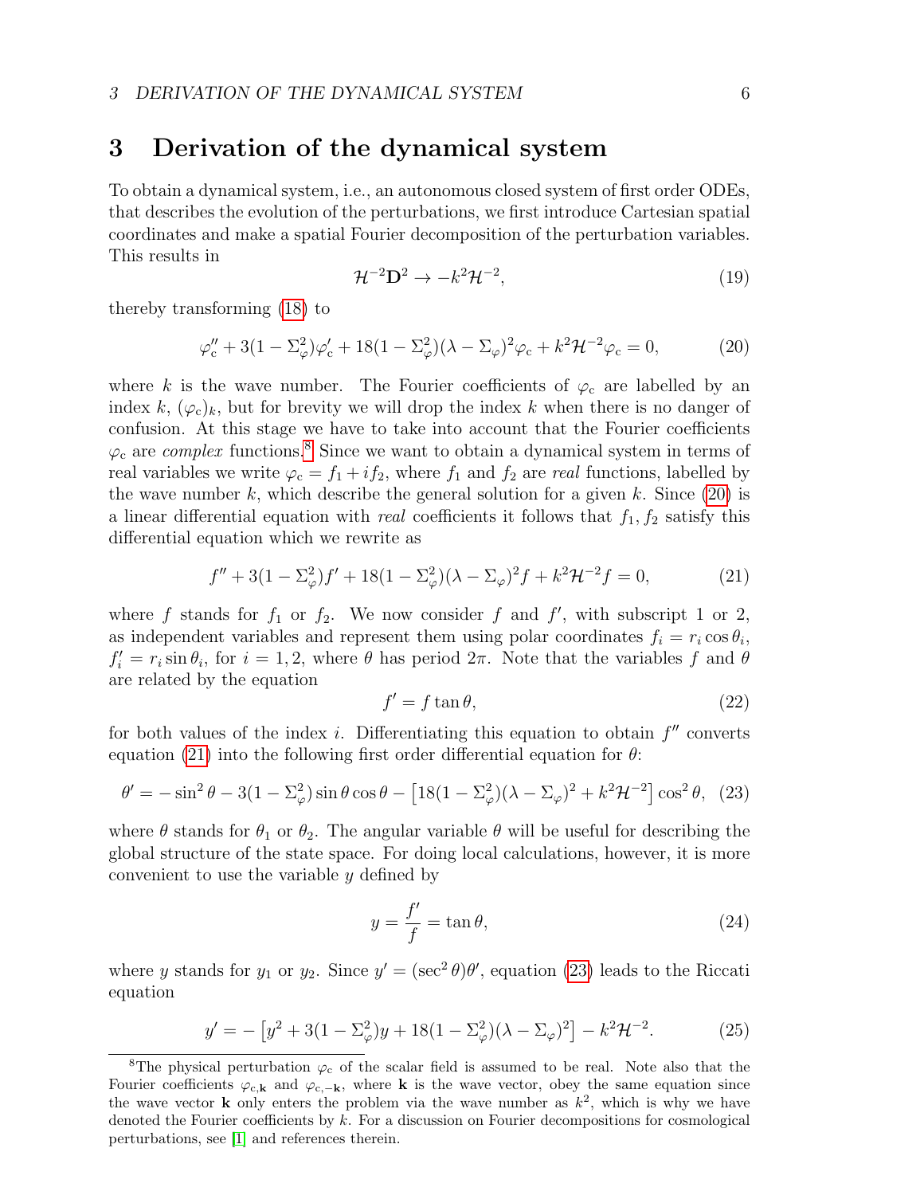# 3 Derivation of the dynamical system

To obtain a dynamical system, i.e., an autonomous closed system of first order ODEs, that describes the evolution of the perturbations, we first introduce Cartesian spatial coordinates and make a spatial Fourier decomposition of the perturbation variables. This results in

$$\mathcal{H}^{-2}\mathbf{D}^2 \to -k^2\mathcal{H}^{-2}, \tag{19}$$

thereby transforming (18) to

$$\varphi_{\rm c}'' + 3(1-\Sigma_\varphi^2)\varphi_{\rm c}' + 18(1-\Sigma_\varphi^2)(\lambda - \Sigma_\varphi)^2\varphi_{\rm c} + k^2\mathcal{H}^{-2}\varphi_{\rm c} = 0, \tag{20}$$

where $k$ is the wave number. The Fourier coefficients of $\varphi_{\rm c}$ are labelled by an index $k$, $(\varphi_{\rm c})_k$, but for brevity we will drop the index $k$ when there is no danger of confusion. At this stage we have to take into account that the Fourier coefficients $\varphi_{\rm c}$ are *complex* functions.[8] Since we want to obtain a dynamical system in terms of real variables we write $\varphi_{\rm c} = f_1 + if_2$, where $f_1$ and $f_2$ are *real* functions, labelled by the wave number $k$, which describe the general solution for a given $k$. Since (20) is a linear differential equation with *real* coefficients it follows that $f_1, f_2$ satisfy this differential equation which we rewrite as

$$f'' + 3(1-\Sigma_\varphi^2)f' + 18(1-\Sigma_\varphi^2)(\lambda - \Sigma_\varphi)^2 f + k^2\mathcal{H}^{-2}f = 0, \tag{21}$$

where $f$ stands for $f_1$ or $f_2$. We now consider $f$ and $f'$, with subscript 1 or 2, as independent variables and represent them using polar coordinates $f_i = r_i\cos\theta_i$, $f_i' = r_i\sin\theta_i$, for $i = 1, 2$, where $\theta$ has period $2\pi$. Note that the variables $f$ and $\theta$ are related by the equation

$$f' = f\tan\theta, \tag{22}$$

for both values of the index $i$. Differentiating this equation to obtain $f''$ converts equation (21) into the following first order differential equation for $\theta$:

$$\theta' = -\sin^2\theta - 3(1-\Sigma_\varphi^2)\sin\theta\cos\theta - \left[18(1-\Sigma_\varphi^2)(\lambda-\Sigma_\varphi)^2 + k^2\mathcal{H}^{-2}\right]\cos^2\theta, \tag{23}$$

where $\theta$ stands for $\theta_1$ or $\theta_2$. The angular variable $\theta$ will be useful for describing the global structure of the state space. For doing local calculations, however, it is more convenient to use the variable $y$ defined by

$$y = \frac{f'}{f} = \tan\theta, \tag{24}$$

where $y$ stands for $y_1$ or $y_2$. Since $y' = (\sec^2\theta)\theta'$, equation (23) leads to the Riccati equation

$$y' = -\left[y^2 + 3(1-\Sigma_\varphi^2)y + 18(1-\Sigma_\varphi^2)(\lambda-\Sigma_\varphi)^2\right] - k^2\mathcal{H}^{-2}. \tag{25}$$

---

[8] The physical perturbation $\varphi_{\rm c}$ of the scalar field is assumed to be real. Note also that the Fourier coefficients $\varphi_{\rm c,\mathbf{k}}$ and $\varphi_{\rm c,-\mathbf{k}}$, where $\mathbf{k}$ is the wave vector, obey the same equation since the wave vector $\mathbf{k}$ only enters the problem via the wave number as $k^2$, which is why we have denoted the Fourier coefficients by $k$. For a discussion on Fourier decompositions for cosmological perturbations, see [1] and references therein.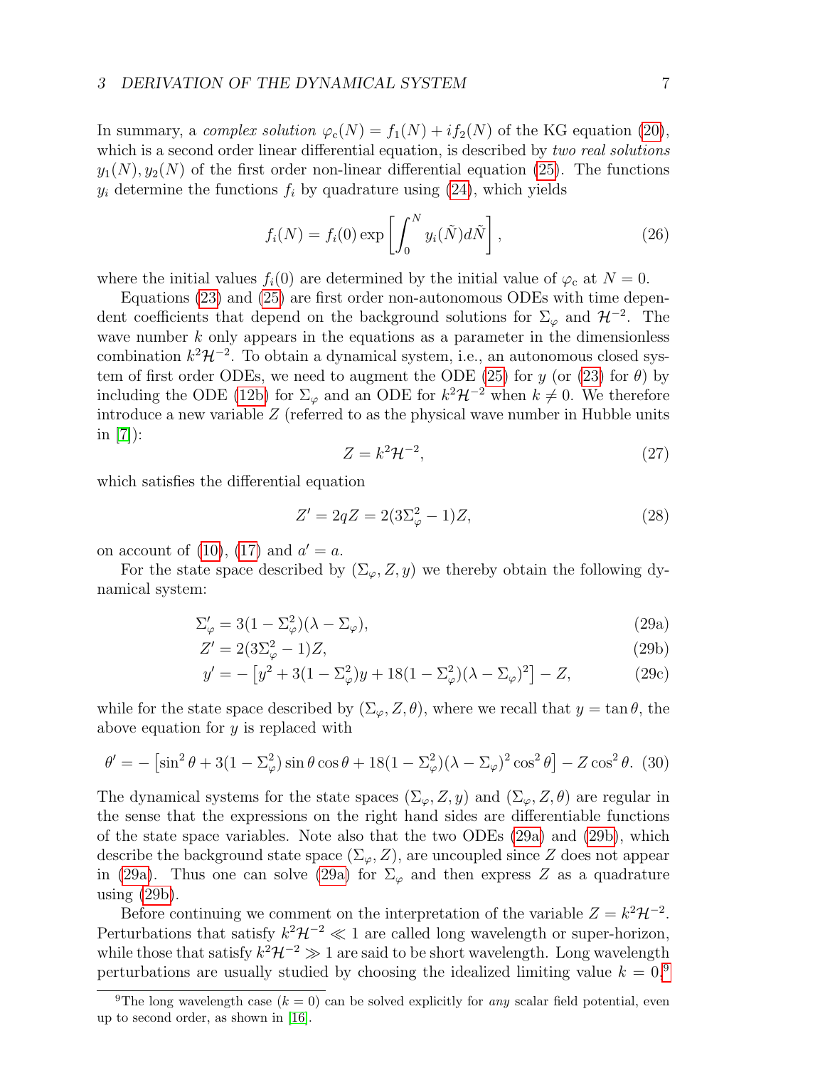In summary, a *complex solution* $\varphi_c(N) = f_1(N) + if_2(N)$ of the KG equation (20), which is a second order linear differential equation, is described by *two real solutions* $y_1(N), y_2(N)$ of the first order non-linear differential equation (25). The functions $y_i$ determine the functions $f_i$ by quadrature using (24), which yields

$$f_i(N) = f_i(0) \exp\left[\int_0^N y_i(\tilde{N}) d\tilde{N}\right], \tag{26}$$

where the initial values $f_i(0)$ are determined by the initial value of $\varphi_c$ at $N = 0$.

Equations (23) and (25) are first order non-autonomous ODEs with time dependent coefficients that depend on the background solutions for $\Sigma_\varphi$ and $\mathcal{H}^{-2}$. The wave number $k$ only appears in the equations as a parameter in the dimensionless combination $k^2\mathcal{H}^{-2}$. To obtain a dynamical system, i.e., an autonomous closed system of first order ODEs, we need to augment the ODE (25) for $y$ (or (23) for $\theta$) by including the ODE (12b) for $\Sigma_\varphi$ and an ODE for $k^2\mathcal{H}^{-2}$ when $k \neq 0$. We therefore introduce a new variable $Z$ (referred to as the physical wave number in Hubble units in [7]):

$$Z = k^2\mathcal{H}^{-2}, \tag{27}$$

which satisfies the differential equation

$$Z' = 2qZ = 2(3\Sigma_\varphi^2 - 1)Z, \tag{28}$$

on account of (10), (17) and $a' = a$.

For the state space described by $(\Sigma_\varphi, Z, y)$ we thereby obtain the following dynamical system:

$$\Sigma_\varphi' = 3(1 - \Sigma_\varphi^2)(\lambda - \Sigma_\varphi), \tag{29a}$$

$$Z' = 2(3\Sigma_\varphi^2 - 1)Z, \tag{29b}$$

$$y' = -\left[y^2 + 3(1 - \Sigma_\varphi^2)y + 18(1 - \Sigma_\varphi^2)(\lambda - \Sigma_\varphi)^2\right] - Z, \tag{29c}$$

while for the state space described by $(\Sigma_\varphi, Z, \theta)$, where we recall that $y = \tan\theta$, the above equation for $y$ is replaced with

$$\theta' = -\left[\sin^2\theta + 3(1 - \Sigma_\varphi^2)\sin\theta\cos\theta + 18(1 - \Sigma_\varphi^2)(\lambda - \Sigma_\varphi)^2\cos^2\theta\right] - Z\cos^2\theta. \tag{30}$$

The dynamical systems for the state spaces $(\Sigma_\varphi, Z, y)$ and $(\Sigma_\varphi, Z, \theta)$ are regular in the sense that the expressions on the right hand sides are differentiable functions of the state space variables. Note also that the two ODEs (29a) and (29b), which describe the background state space $(\Sigma_\varphi, Z)$, are uncoupled since $Z$ does not appear in (29a). Thus one can solve (29a) for $\Sigma_\varphi$ and then express $Z$ as a quadrature using (29b).

Before continuing we comment on the interpretation of the variable $Z = k^2\mathcal{H}^{-2}$. Perturbations that satisfy $k^2\mathcal{H}^{-2} \ll 1$ are called long wavelength or super-horizon, while those that satisfy $k^2\mathcal{H}^{-2} \gg 1$ are said to be short wavelength. Long wavelength perturbations are usually studied by choosing the idealized limiting value $k = 0$.[9]

[9] The long wavelength case ($k = 0$) can be solved explicitly for *any* scalar field potential, even up to second order, as shown in [16].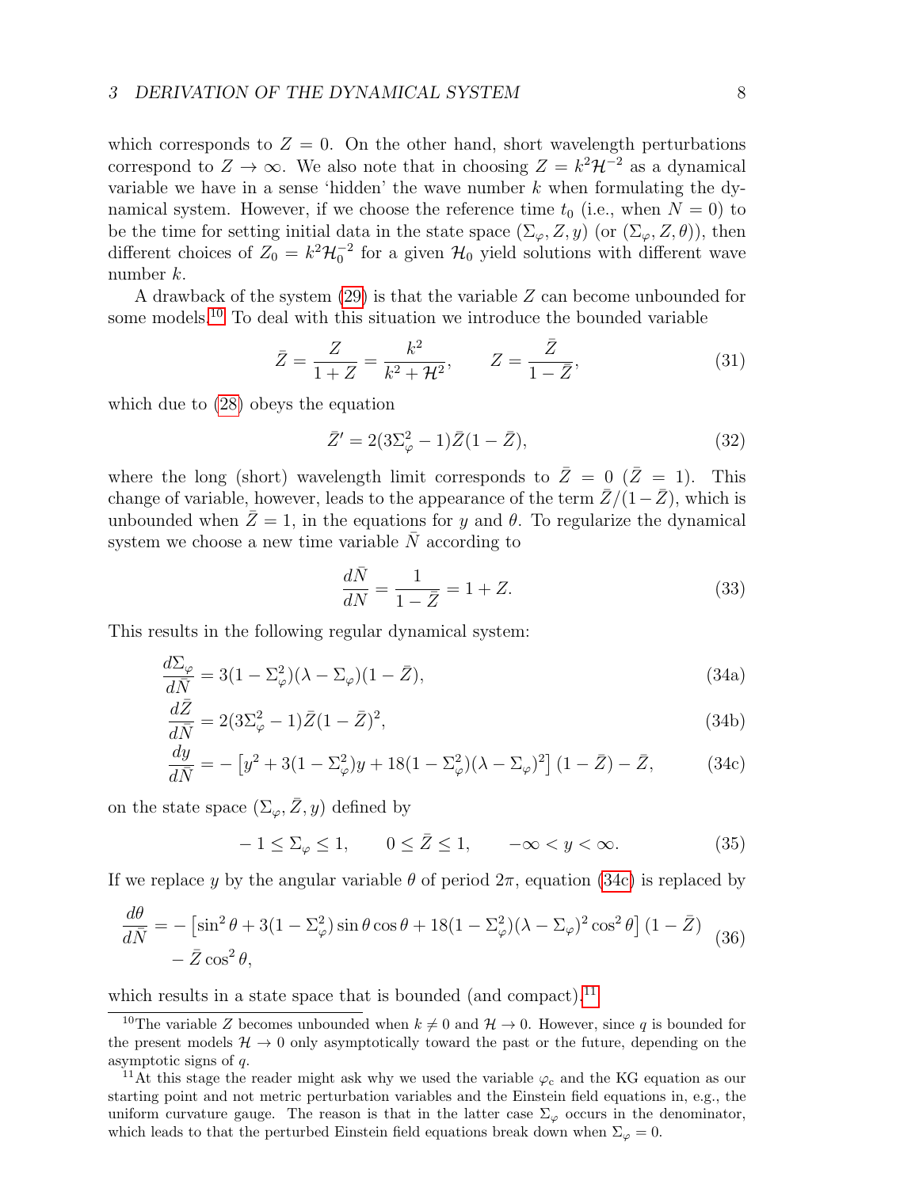which corresponds to $Z = 0$. On the other hand, short wavelength perturbations correspond to $Z \to \infty$. We also note that in choosing $Z = k^2\mathcal{H}^{-2}$ as a dynamical variable we have in a sense 'hidden' the wave number $k$ when formulating the dynamical system. However, if we choose the reference time $t_0$ (i.e., when $N = 0$) to be the time for setting initial data in the state space $(\Sigma_\varphi, Z, y)$ (or $(\Sigma_\varphi, Z, \theta)$), then different choices of $Z_0 = k^2\mathcal{H}_0^{-2}$ for a given $\mathcal{H}_0$ yield solutions with different wave number $k$.

A drawback of the system (29) is that the variable $Z$ can become unbounded for some models.[10] To deal with this situation we introduce the bounded variable

$$\bar{Z} = \frac{Z}{1+Z} = \frac{k^2}{k^2 + \mathcal{H}^2}, \qquad Z = \frac{\bar{Z}}{1-\bar{Z}}, \tag{31}$$

which due to (28) obeys the equation

$$\bar{Z}' = 2(3\Sigma_\varphi^2 - 1)\bar{Z}(1-\bar{Z}), \tag{32}$$

where the long (short) wavelength limit corresponds to $\bar{Z} = 0$ ($\bar{Z} = 1$). This change of variable, however, leads to the appearance of the term $\bar{Z}/(1-\bar{Z})$, which is unbounded when $\bar{Z} = 1$, in the equations for $y$ and $\theta$. To regularize the dynamical system we choose a new time variable $\bar{N}$ according to

$$\frac{d\bar{N}}{dN} = \frac{1}{1-\bar{Z}} = 1 + Z. \tag{33}$$

This results in the following regular dynamical system:

$$\frac{d\Sigma_\varphi}{d\bar{N}} = 3(1-\Sigma_\varphi^2)(\lambda - \Sigma_\varphi)(1-\bar{Z}), \tag{34a}$$

$$\frac{d\bar{Z}}{d\bar{N}} = 2(3\Sigma_\varphi^2 - 1)\bar{Z}(1-\bar{Z})^2, \tag{34b}$$

$$\frac{dy}{d\bar{N}} = -\left[y^2 + 3(1-\Sigma_\varphi^2)y + 18(1-\Sigma_\varphi^2)(\lambda - \Sigma_\varphi)^2\right](1-\bar{Z}) - \bar{Z}, \tag{34c}$$

on the state space $(\Sigma_\varphi, \bar{Z}, y)$ defined by

$$-1 \le \Sigma_\varphi \le 1, \qquad 0 \le \bar{Z} \le 1, \qquad -\infty < y < \infty. \tag{35}$$

If we replace $y$ by the angular variable $\theta$ of period $2\pi$, equation (34c) is replaced by

$$\begin{aligned}\frac{d\theta}{d\bar{N}} = &-\left[\sin^2\theta + 3(1-\Sigma_\varphi^2)\sin\theta\cos\theta + 18(1-\Sigma_\varphi^2)(\lambda - \Sigma_\varphi)^2\cos^2\theta\right](1-\bar{Z}) \\ &- \bar{Z}\cos^2\theta,\end{aligned} \tag{36}$$

which results in a state space that is bounded (and compact).[11]

---

[10] The variable $Z$ becomes unbounded when $k \neq 0$ and $\mathcal{H} \to 0$. However, since $q$ is bounded for the present models $\mathcal{H} \to 0$ only asymptotically toward the past or the future, depending on the asymptotic signs of $q$.

[11] At this stage the reader might ask why we used the variable $\varphi_c$ and the KG equation as our starting point and not metric perturbation variables and the Einstein field equations in, e.g., the uniform curvature gauge. The reason is that in the latter case $\Sigma_\varphi$ occurs in the denominator, which leads to that the perturbed Einstein field equations break down when $\Sigma_\varphi = 0$.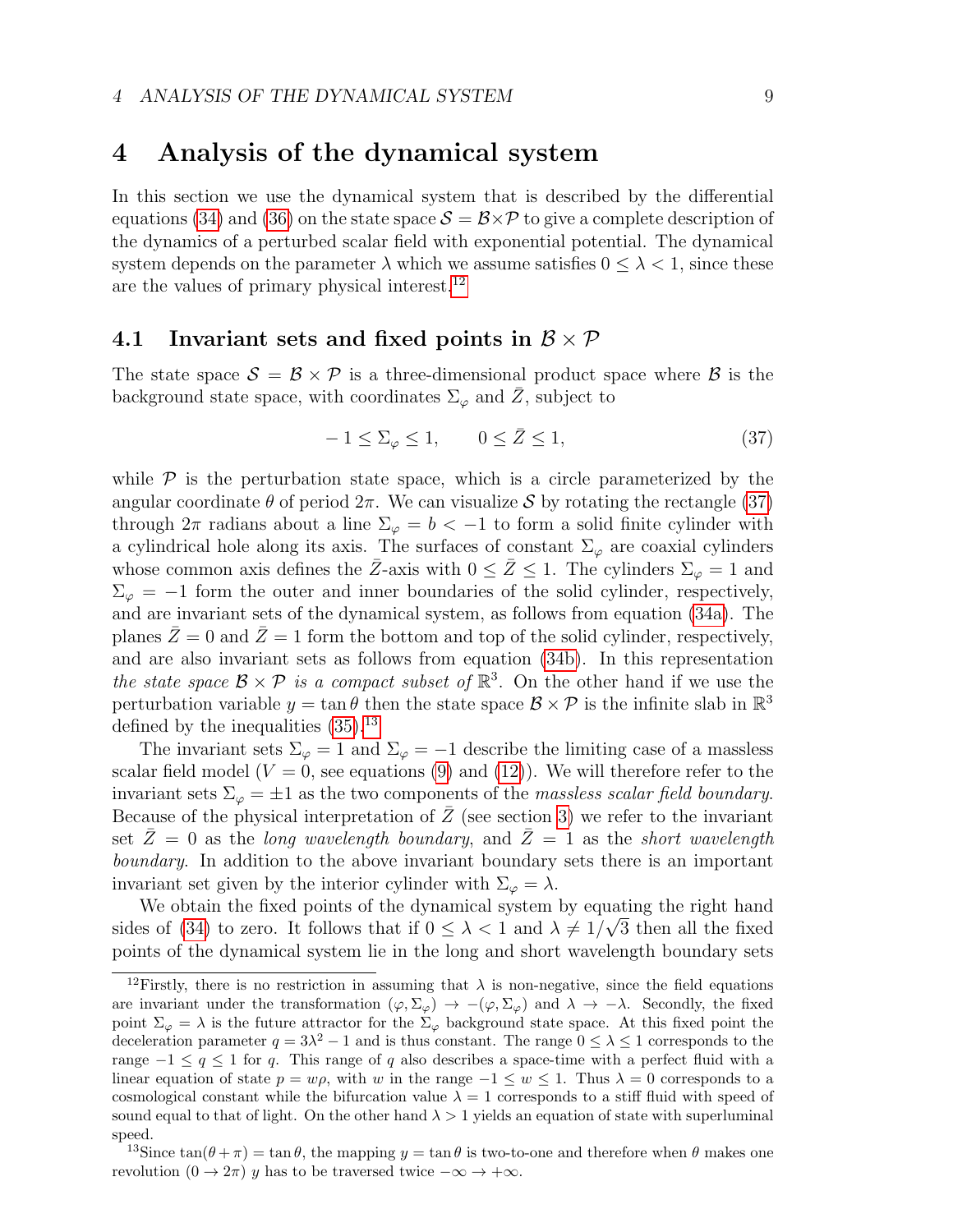# 4 Analysis of the dynamical system

In this section we use the dynamical system that is described by the differential equations (34) and (36) on the state space $\mathcal{S} = \mathcal{B} \times \mathcal{P}$ to give a complete description of the dynamics of a perturbed scalar field with exponential potential. The dynamical system depends on the parameter $\lambda$ which we assume satisfies $0 \leq \lambda < 1$, since these are the values of primary physical interest.[12]

## 4.1 Invariant sets and fixed points in $\mathcal{B} \times \mathcal{P}$

The state space $\mathcal{S} = \mathcal{B} \times \mathcal{P}$ is a three-dimensional product space where $\mathcal{B}$ is the background state space, with coordinates $\Sigma_\varphi$ and $\bar{Z}$, subject to

$$-1 \leq \Sigma_\varphi \leq 1, \qquad 0 \leq \bar{Z} \leq 1, \tag{37}$$

while $\mathcal{P}$ is the perturbation state space, which is a circle parameterized by the angular coordinate $\theta$ of period $2\pi$. We can visualize $\mathcal{S}$ by rotating the rectangle (37) through $2\pi$ radians about a line $\Sigma_\varphi = b < -1$ to form a solid finite cylinder with a cylindrical hole along its axis. The surfaces of constant $\Sigma_\varphi$ are coaxial cylinders whose common axis defines the $\bar{Z}$-axis with $0 \leq \bar{Z} \leq 1$. The cylinders $\Sigma_\varphi = 1$ and $\Sigma_\varphi = -1$ form the outer and inner boundaries of the solid cylinder, respectively, and are invariant sets of the dynamical system, as follows from equation (34a). The planes $\bar{Z} = 0$ and $\bar{Z} = 1$ form the bottom and top of the solid cylinder, respectively, and are also invariant sets as follows from equation (34b). In this representation *the state space $\mathcal{B} \times \mathcal{P}$ is a compact subset of $\mathbb{R}^3$*. On the other hand if we use the perturbation variable $y = \tan\theta$ then the state space $\mathcal{B} \times \mathcal{P}$ is the infinite slab in $\mathbb{R}^3$ defined by the inequalities (35).[13]

The invariant sets $\Sigma_\varphi = 1$ and $\Sigma_\varphi = -1$ describe the limiting case of a massless scalar field model ($V = 0$, see equations (9) and (12)). We will therefore refer to the invariant sets $\Sigma_\varphi = \pm 1$ as the two components of the *massless scalar field boundary*. Because of the physical interpretation of $\bar{Z}$ (see section 3) we refer to the invariant set $\bar{Z} = 0$ as the *long wavelength boundary*, and $\bar{Z} = 1$ as the *short wavelength boundary*. In addition to the above invariant boundary sets there is an important invariant set given by the interior cylinder with $\Sigma_\varphi = \lambda$.

We obtain the fixed points of the dynamical system by equating the right hand sides of (34) to zero. It follows that if $0 \leq \lambda < 1$ and $\lambda \neq 1/\sqrt{3}$ then all the fixed points of the dynamical system lie in the long and short wavelength boundary sets

---

[12] Firstly, there is no restriction in assuming that $\lambda$ is non-negative, since the field equations are invariant under the transformation $(\varphi, \Sigma_\varphi) \to -(\varphi, \Sigma_\varphi)$ and $\lambda \to -\lambda$. Secondly, the fixed point $\Sigma_\varphi = \lambda$ is the future attractor for the $\Sigma_\varphi$ background state space. At this fixed point the deceleration parameter $q = 3\lambda^2 - 1$ and is thus constant. The range $0 \leq \lambda \leq 1$ corresponds to the range $-1 \leq q \leq 1$ for $q$. This range of $q$ also describes a space-time with a perfect fluid with a linear equation of state $p = w\rho$, with $w$ in the range $-1 \leq w \leq 1$. Thus $\lambda = 0$ corresponds to a cosmological constant while the bifurcation value $\lambda = 1$ corresponds to a stiff fluid with speed of sound equal to that of light. On the other hand $\lambda > 1$ yields an equation of state with superluminal speed.

[13] Since $\tan(\theta + \pi) = \tan\theta$, the mapping $y = \tan\theta$ is two-to-one and therefore when $\theta$ makes one revolution $(0 \to 2\pi)$ $y$ has to be traversed twice $-\infty \to +\infty$.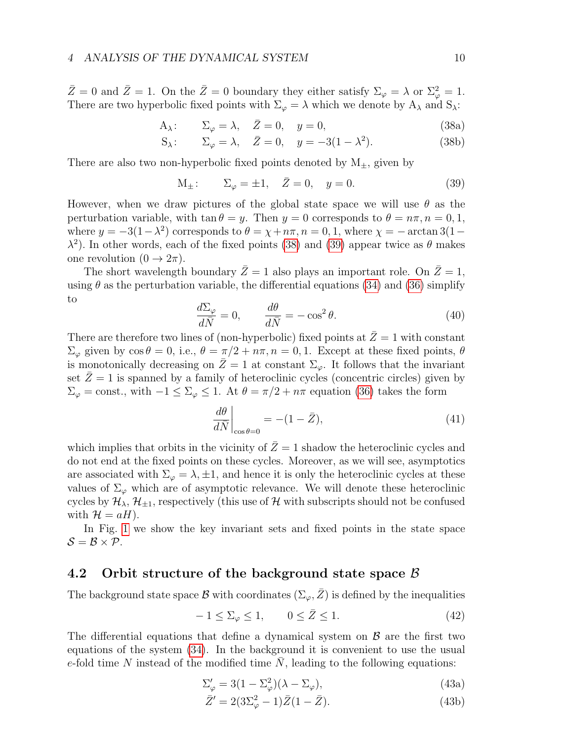$\bar{Z} = 0$ and $\bar{Z} = 1$. On the $\bar{Z} = 0$ boundary they either satisfy $\Sigma_\varphi = \lambda$ or $\Sigma_\varphi^2 = 1$. There are two hyperbolic fixed points with $\Sigma_\varphi = \lambda$ which we denote by $\mathrm{A}_\lambda$ and $\mathrm{S}_\lambda$:

$$\mathrm{A}_\lambda: \qquad \Sigma_\varphi = \lambda, \quad \bar{Z} = 0, \quad y = 0, \tag{38a}$$

$$\mathrm{S}_\lambda: \qquad \Sigma_\varphi = \lambda, \quad \bar{Z} = 0, \quad y = -3(1-\lambda^2). \tag{38b}$$

There are also two non-hyperbolic fixed points denoted by $\mathrm{M}_\pm$, given by

$$\mathrm{M}_\pm: \qquad \Sigma_\varphi = \pm 1, \quad \bar{Z} = 0, \quad y = 0. \tag{39}$$

However, when we draw pictures of the global state space we will use $\theta$ as the perturbation variable, with $\tan\theta = y$. Then $y = 0$ corresponds to $\theta = n\pi, n = 0, 1$, where $y = -3(1-\lambda^2)$ corresponds to $\theta = \chi + n\pi, n = 0, 1$, where $\chi = -\arctan 3(1-\lambda^2)$. In other words, each of the fixed points (38) and (39) appear twice as $\theta$ makes one revolution ($0 \to 2\pi$).

The short wavelength boundary $\bar{Z} = 1$ also plays an important role. On $\bar{Z} = 1$, using $\theta$ as the perturbation variable, the differential equations (34) and (36) simplify to

$$\frac{d\Sigma_\varphi}{d\bar{N}} = 0, \qquad \frac{d\theta}{d\bar{N}} = -\cos^2\theta. \tag{40}$$

There are therefore two lines of (non-hyperbolic) fixed points at $\bar{Z} = 1$ with constant $\Sigma_\varphi$ given by $\cos\theta = 0$, i.e., $\theta = \pi/2 + n\pi, n = 0, 1$. Except at these fixed points, $\theta$ is monotonically decreasing on $\bar{Z} = 1$ at constant $\Sigma_\varphi$. It follows that the invariant set $\bar{Z} = 1$ is spanned by a family of heteroclinic cycles (concentric circles) given by $\Sigma_\varphi = \text{const.}$, with $-1 \leq \Sigma_\varphi \leq 1$. At $\theta = \pi/2 + n\pi$ equation (36) takes the form

$$\left.\frac{d\theta}{d\bar{N}}\right|_{\cos\theta = 0} = -(1-\bar{Z}), \tag{41}$$

which implies that orbits in the vicinity of $\bar{Z} = 1$ shadow the heteroclinic cycles and do not end at the fixed points on these cycles. Moreover, as we will see, asymptotics are associated with $\Sigma_\varphi = \lambda, \pm 1$, and hence it is only the heteroclinic cycles at these values of $\Sigma_\varphi$ which are of asymptotic relevance. We will denote these heteroclinic cycles by $\mathcal{H}_\lambda$, $\mathcal{H}_{\pm 1}$, respectively (this use of $\mathcal{H}$ with subscripts should not be confused with $\mathcal{H} = aH$).

In Fig. 1 we show the key invariant sets and fixed points in the state space $\mathcal{S} = \mathcal{B} \times \mathcal{P}$.

## 4.2 Orbit structure of the background state space $\mathcal{B}$

The background state space $\mathcal{B}$ with coordinates $(\Sigma_\varphi, \bar{Z})$ is defined by the inequalities

$$-1 \leq \Sigma_\varphi \leq 1, \qquad 0 \leq \bar{Z} \leq 1. \tag{42}$$

The differential equations that define a dynamical system on $\mathcal{B}$ are the first two equations of the system (34). In the background it is convenient to use the usual $e$-fold time $N$ instead of the modified time $\bar{N}$, leading to the following equations:

$$\Sigma_\varphi' = 3(1-\Sigma_\varphi^2)(\lambda - \Sigma_\varphi), \tag{43a}$$

$$\bar{Z}' = 2(3\Sigma_\varphi^2 - 1)\bar{Z}(1-\bar{Z}). \tag{43b}$$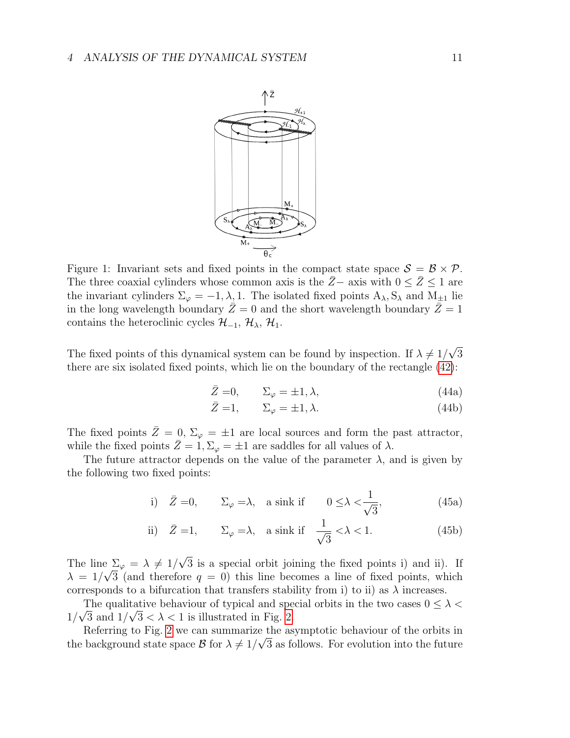Figure 1: Invariant sets and fixed points in the compact state space $\mathcal{S} = \mathcal{B} \times \mathcal{P}$. The three coaxial cylinders whose common axis is the $\bar{Z}-$ axis with $0 \leq \bar{Z} \leq 1$ are the invariant cylinders $\Sigma_\varphi = -1, \lambda, 1$. The isolated fixed points $\mathrm{A}_\lambda, \mathrm{S}_\lambda$ and $\mathrm{M}_{\pm 1}$ lie in the long wavelength boundary $\bar{Z} = 0$ and the short wavelength boundary $\bar{Z} = 1$ contains the heteroclinic cycles $\mathcal{H}_{-1}$, $\mathcal{H}_\lambda$, $\mathcal{H}_1$.

The fixed points of this dynamical system can be found by inspection. If $\lambda \neq 1/\sqrt{3}$ there are six isolated fixed points, which lie on the boundary of the rectangle (42):

$$\bar{Z} = 0, \qquad \Sigma_\varphi = \pm 1, \lambda, \tag{44a}$$

$$\bar{Z} = 1, \qquad \Sigma_\varphi = \pm 1, \lambda. \tag{44b}$$

The fixed points $\bar{Z} = 0$, $\Sigma_\varphi = \pm 1$ are local sources and form the past attractor, while the fixed points $\bar{Z} = 1, \Sigma_\varphi = \pm 1$ are saddles for all values of $\lambda$.

The future attractor depends on the value of the parameter $\lambda$, and is given by the following two fixed points:

$$\text{i)} \quad \bar{Z} = 0, \qquad \Sigma_\varphi = \lambda, \quad \text{a sink if} \quad 0 \leq \lambda < \frac{1}{\sqrt{3}}, \tag{45a}$$

$$\text{ii)} \quad \bar{Z} = 1, \qquad \Sigma_\varphi = \lambda, \quad \text{a sink if} \quad \frac{1}{\sqrt{3}} < \lambda < 1. \tag{45b}$$

The line $\Sigma_\varphi = \lambda \neq 1/\sqrt{3}$ is a special orbit joining the fixed points i) and ii). If $\lambda = 1/\sqrt{3}$ (and therefore $q = 0$) this line becomes a line of fixed points, which corresponds to a bifurcation that transfers stability from i) to ii) as $\lambda$ increases.

The qualitative behaviour of typical and special orbits in the two cases $0 \leq \lambda < 1/\sqrt{3}$ and $1/\sqrt{3} < \lambda < 1$ is illustrated in Fig. 2.

Referring to Fig. 2 we can summarize the asymptotic behaviour of the orbits in the background state space $\mathcal{B}$ for $\lambda \neq 1/\sqrt{3}$ as follows. For evolution into the future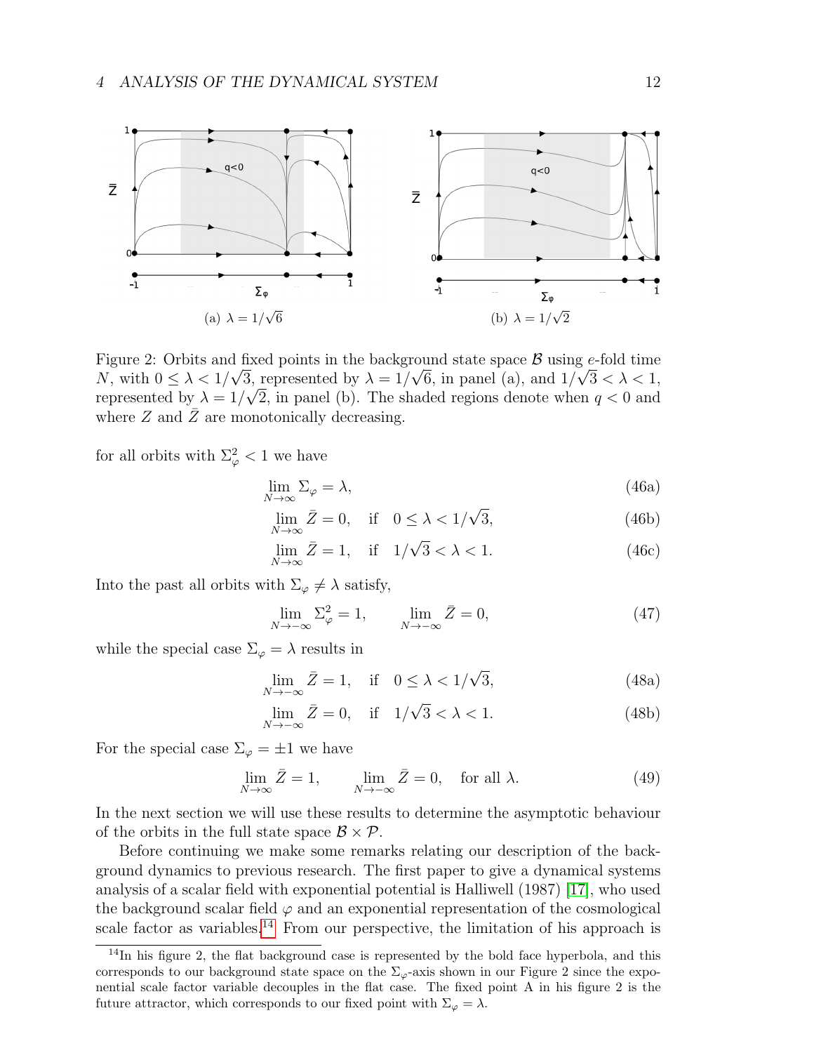(a) $\lambda = 1/\sqrt{6}$

(b) $\lambda = 1/\sqrt{2}$

Figure 2: Orbits and fixed points in the background state space $\mathcal{B}$ using $e$-fold time $N$, with $0 \leq \lambda < 1/\sqrt{3}$, represented by $\lambda = 1/\sqrt{6}$, in panel (a), and $1/\sqrt{3} < \lambda < 1$, represented by $\lambda = 1/\sqrt{2}$, in panel (b). The shaded regions denote when $q < 0$ and where $Z$ and $\bar{Z}$ are monotonically decreasing.

for all orbits with $\Sigma_\varphi^2 < 1$ we have

$$\lim_{N\to\infty} \Sigma_\varphi = \lambda, \tag{46a}$$

$$\lim_{N\to\infty} \bar{Z} = 0, \quad \text{if} \quad 0 \leq \lambda < 1/\sqrt{3}, \tag{46b}$$

$$\lim_{N\to\infty} \bar{Z} = 1, \quad \text{if} \quad 1/\sqrt{3} < \lambda < 1. \tag{46c}$$

Into the past all orbits with $\Sigma_\varphi \neq \lambda$ satisfy,

$$\lim_{N\to-\infty} \Sigma_\varphi^2 = 1, \qquad \lim_{N\to-\infty} \bar{Z} = 0, \tag{47}$$

while the special case $\Sigma_\varphi = \lambda$ results in

$$\lim_{N\to-\infty} \bar{Z} = 1, \quad \text{if} \quad 0 \leq \lambda < 1/\sqrt{3}, \tag{48a}$$

$$\lim_{N\to-\infty} \bar{Z} = 0, \quad \text{if} \quad 1/\sqrt{3} < \lambda < 1. \tag{48b}$$

For the special case $\Sigma_\varphi = \pm 1$ we have

$$\lim_{N\to\infty} \bar{Z} = 1, \qquad \lim_{N\to-\infty} \bar{Z} = 0, \quad \text{for all } \lambda. \tag{49}$$

In the next section we will use these results to determine the asymptotic behaviour of the orbits in the full state space $\mathcal{B} \times \mathcal{P}$.

Before continuing we make some remarks relating our description of the background dynamics to previous research. The first paper to give a dynamical systems analysis of a scalar field with exponential potential is Halliwell (1987) [17], who used the background scalar field $\varphi$ and an exponential representation of the cosmological scale factor as variables.[14] From our perspective, the limitation of his approach is

[14] In his figure 2, the flat background case is represented by the bold face hyperbola, and this corresponds to our background state space on the $\Sigma_\varphi$-axis shown in our Figure 2 since the exponential scale factor variable decouples in the flat case. The fixed point A in his figure 2 is the future attractor, which corresponds to our fixed point with $\Sigma_\varphi = \lambda$.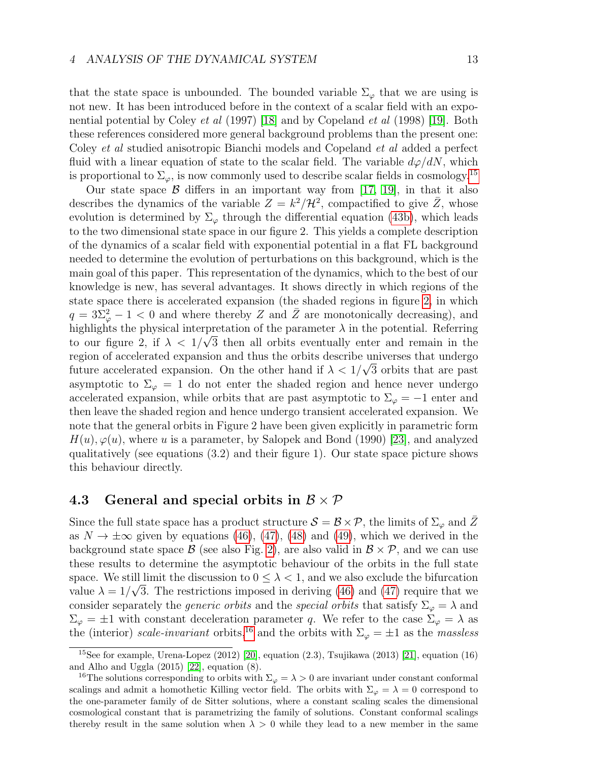that the state space is unbounded. The bounded variable $\Sigma_\varphi$ that we are using is not new. It has been introduced before in the context of a scalar field with an exponential potential by Coley *et al* (1997) [18] and by Copeland *et al* (1998) [19]. Both these references considered more general background problems than the present one: Coley *et al* studied anisotropic Bianchi models and Copeland *et al* added a perfect fluid with a linear equation of state to the scalar field. The variable $d\varphi/dN$, which is proportional to $\Sigma_\varphi$, is now commonly used to describe scalar fields in cosmology.[15]

Our state space $\mathcal{B}$ differs in an important way from [17, 19], in that it also describes the dynamics of the variable $Z = k^2/\mathcal{H}^2$, compactified to give $\bar{Z}$, whose evolution is determined by $\Sigma_\varphi$ through the differential equation (43b), which leads to the two dimensional state space in our figure 2. This yields a complete description of the dynamics of a scalar field with exponential potential in a flat FL background needed to determine the evolution of perturbations on this background, which is the main goal of this paper. This representation of the dynamics, which to the best of our knowledge is new, has several advantages. It shows directly in which regions of the state space there is accelerated expansion (the shaded regions in figure 2, in which $q = 3\Sigma_\varphi^2 - 1 < 0$ and where thereby $Z$ and $\bar{Z}$ are monotonically decreasing), and highlights the physical interpretation of the parameter $\lambda$ in the potential. Referring to our figure 2, if $\lambda < 1/\sqrt{3}$ then all orbits eventually enter and remain in the region of accelerated expansion and thus the orbits describe universes that undergo future accelerated expansion. On the other hand if $\lambda < 1/\sqrt{3}$ orbits that are past asymptotic to $\Sigma_\varphi = 1$ do not enter the shaded region and hence never undergo accelerated expansion, while orbits that are past asymptotic to $\Sigma_\varphi = -1$ enter and then leave the shaded region and hence undergo transient accelerated expansion. We note that the general orbits in Figure 2 have been given explicitly in parametric form $H(u), \varphi(u)$, where $u$ is a parameter, by Salopek and Bond (1990) [23], and analyzed qualitatively (see equations (3.2) and their figure 1). Our state space picture shows this behaviour directly.

### 4.3 General and special orbits in $\mathcal{B} \times \mathcal{P}$

Since the full state space has a product structure $\mathcal{S} = \mathcal{B} \times \mathcal{P}$, the limits of $\Sigma_\varphi$ and $\bar{Z}$ as $N \to \pm\infty$ given by equations (46), (47), (48) and (49), which we derived in the background state space $\mathcal{B}$ (see also Fig. 2), are also valid in $\mathcal{B} \times \mathcal{P}$, and we can use these results to determine the asymptotic behaviour of the orbits in the full state space. We still limit the discussion to $0 \leq \lambda < 1$, and we also exclude the bifurcation value $\lambda = 1/\sqrt{3}$. The restrictions imposed in deriving (46) and (47) require that we consider separately the *generic orbits* and the *special orbits* that satisfy $\Sigma_\varphi = \lambda$ and $\Sigma_\varphi = \pm 1$ with constant deceleration parameter $q$. We refer to the case $\Sigma_\varphi = \lambda$ as the (interior) *scale-invariant* orbits,[16] and the orbits with $\Sigma_\varphi = \pm 1$ as the *massless*

---

[15] See for example, Urena-Lopez (2012) [20], equation (2.3), Tsujikawa (2013) [21], equation (16) and Alho and Uggla (2015) [22], equation (8).

[16] The solutions corresponding to orbits with $\Sigma_\varphi = \lambda > 0$ are invariant under constant conformal scalings and admit a homothetic Killing vector field. The orbits with $\Sigma_\varphi = \lambda = 0$ correspond to the one-parameter family of de Sitter solutions, where a constant scaling scales the dimensional cosmological constant that is parametrizing the family of solutions. Constant conformal scalings thereby result in the same solution when $\lambda > 0$ while they lead to a new member in the same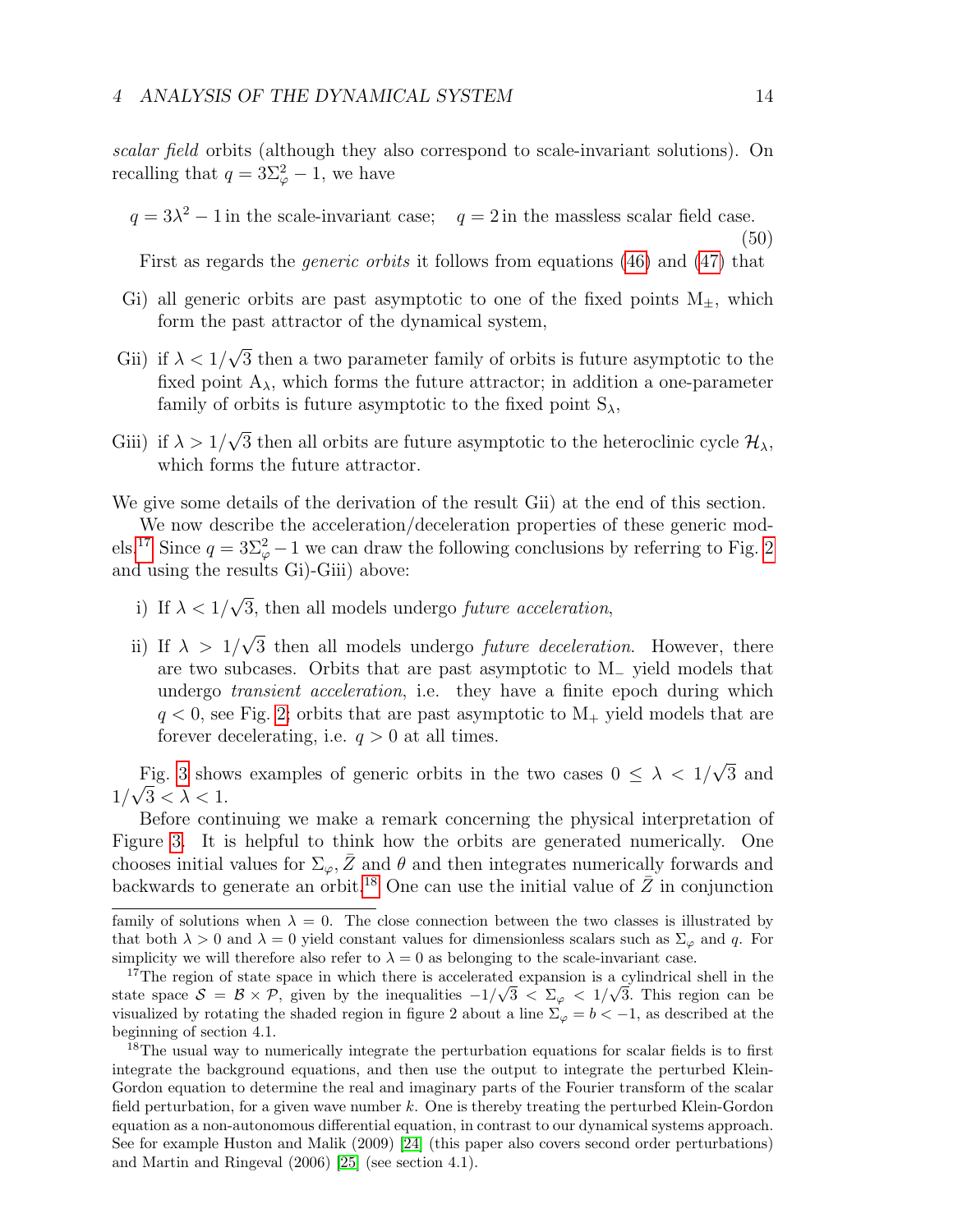*scalar field* orbits (although they also correspond to scale-invariant solutions). On recalling that $q = 3\Sigma_\varphi^2 - 1$, we have

$$q = 3\lambda^2 - 1 \text{ in the scale-invariant case;} \quad q = 2 \text{ in the massless scalar field case.} \tag{50}$$

First as regards the *generic orbits* it follows from equations (46) and (47) that

- Gi) all generic orbits are past asymptotic to one of the fixed points $\mathrm{M}_\pm$, which form the past attractor of the dynamical system,
- Gii) if $\lambda < 1/\sqrt{3}$ then a two parameter family of orbits is future asymptotic to the fixed point $\mathrm{A}_\lambda$, which forms the future attractor; in addition a one-parameter family of orbits is future asymptotic to the fixed point $\mathrm{S}_\lambda$,
- Giii) if $\lambda > 1/\sqrt{3}$ then all orbits are future asymptotic to the heteroclinic cycle $\mathcal{H}_\lambda$, which forms the future attractor.

We give some details of the derivation of the result Gii) at the end of this section.

We now describe the acceleration/deceleration properties of these generic models.[17] Since $q = 3\Sigma_\varphi^2 - 1$ we can draw the following conclusions by referring to Fig. 2 and using the results Gi)-Giii) above:

- i) If $\lambda < 1/\sqrt{3}$, then all models undergo *future acceleration*,
- ii) If $\lambda > 1/\sqrt{3}$ then all models undergo *future deceleration*. However, there are two subcases. Orbits that are past asymptotic to $\mathrm{M}_-$ yield models that undergo *transient acceleration*, i.e. they have a finite epoch during which $q < 0$, see Fig. 2; orbits that are past asymptotic to $\mathrm{M}_+$ yield models that are forever decelerating, i.e. $q > 0$ at all times.

Fig. 3 shows examples of generic orbits in the two cases $0 \leq \lambda < 1/\sqrt{3}$ and $1/\sqrt{3} < \lambda < 1$.

Before continuing we make a remark concerning the physical interpretation of Figure 3. It is helpful to think how the orbits are generated numerically. One chooses initial values for $\Sigma_\varphi$, $\bar{Z}$ and $\theta$ and then integrates numerically forwards and backwards to generate an orbit.[18] One can use the initial value of $\bar{Z}$ in conjunction

---

family of solutions when $\lambda = 0$. The close connection between the two classes is illustrated by that both $\lambda > 0$ and $\lambda = 0$ yield constant values for dimensionless scalars such as $\Sigma_\varphi$ and $q$. For simplicity we will therefore also refer to $\lambda = 0$ as belonging to the scale-invariant case.

[17] The region of state space in which there is accelerated expansion is a cylindrical shell in the state space $\mathcal{S} = \mathcal{B} \times \mathcal{P}$, given by the inequalities $-1/\sqrt{3} < \Sigma_\varphi < 1/\sqrt{3}$. This region can be visualized by rotating the shaded region in figure 2 about a line $\Sigma_\varphi = b < -1$, as described at the beginning of section 4.1.

[18] The usual way to numerically integrate the perturbation equations for scalar fields is to first integrate the background equations, and then use the output to integrate the perturbed Klein-Gordon equation to determine the real and imaginary parts of the Fourier transform of the scalar field perturbation, for a given wave number $k$. One is thereby treating the perturbed Klein-Gordon equation as a non-autonomous differential equation, in contrast to our dynamical systems approach. See for example Huston and Malik (2009) [24] (this paper also covers second order perturbations) and Martin and Ringeval (2006) [25] (see section 4.1).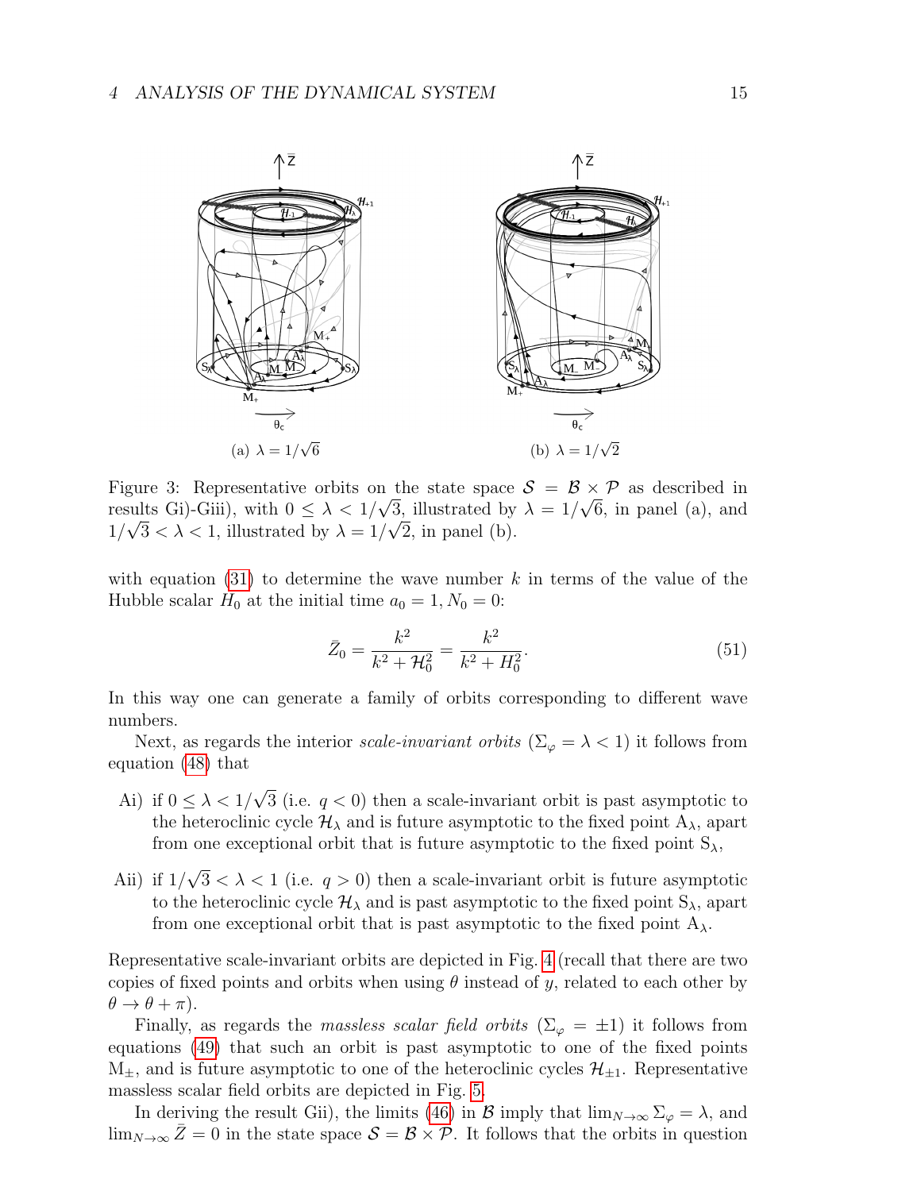(a) $\lambda = 1/\sqrt{6}$

(b) $\lambda = 1/\sqrt{2}$

Figure 3: Representative orbits on the state space $\mathcal{S} = \mathcal{B} \times \mathcal{P}$ as described in results Gi)-Giii), with $0 \leq \lambda < 1/\sqrt{3}$, illustrated by $\lambda = 1/\sqrt{6}$, in panel (a), and $1/\sqrt{3} < \lambda < 1$, illustrated by $\lambda = 1/\sqrt{2}$, in panel (b).

with equation (31) to determine the wave number $k$ in terms of the value of the Hubble scalar $H_0$ at the initial time $a_0 = 1, N_0 = 0$:

$$\bar{Z}_0 = \frac{k^2}{k^2 + \mathcal{H}_0^2} = \frac{k^2}{k^2 + H_0^2}. \tag{51}$$

In this way one can generate a family of orbits corresponding to different wave numbers.

Next, as regards the interior *scale-invariant orbits* ($\Sigma_\varphi = \lambda < 1$) it follows from equation (48) that

- Ai) if $0 \leq \lambda < 1/\sqrt{3}$ (i.e. $q < 0$) then a scale-invariant orbit is past asymptotic to the heteroclinic cycle $\mathcal{H}_\lambda$ and is future asymptotic to the fixed point $\mathrm{A}_\lambda$, apart from one exceptional orbit that is future asymptotic to the fixed point $\mathrm{S}_\lambda$,
- Aii) if $1/\sqrt{3} < \lambda < 1$ (i.e. $q > 0$) then a scale-invariant orbit is future asymptotic to the heteroclinic cycle $\mathcal{H}_\lambda$ and is past asymptotic to the fixed point $\mathrm{S}_\lambda$, apart from one exceptional orbit that is past asymptotic to the fixed point $\mathrm{A}_\lambda$.

Representative scale-invariant orbits are depicted in Fig. 4 (recall that there are two copies of fixed points and orbits when using $\theta$ instead of $y$, related to each other by $\theta \to \theta + \pi$).

Finally, as regards the *massless scalar field orbits* ($\Sigma_\varphi = \pm 1$) it follows from equations (49) that such an orbit is past asymptotic to one of the fixed points $\mathrm{M}_\pm$, and is future asymptotic to one of the heteroclinic cycles $\mathcal{H}_{\pm 1}$. Representative massless scalar field orbits are depicted in Fig. 5.

In deriving the result Gii), the limits (46) in $\mathcal{B}$ imply that $\lim_{N\to\infty} \Sigma_\varphi = \lambda$, and $\lim_{N\to\infty} \bar{Z} = 0$ in the state space $\mathcal{S} = \mathcal{B} \times \mathcal{P}$. It follows that the orbits in question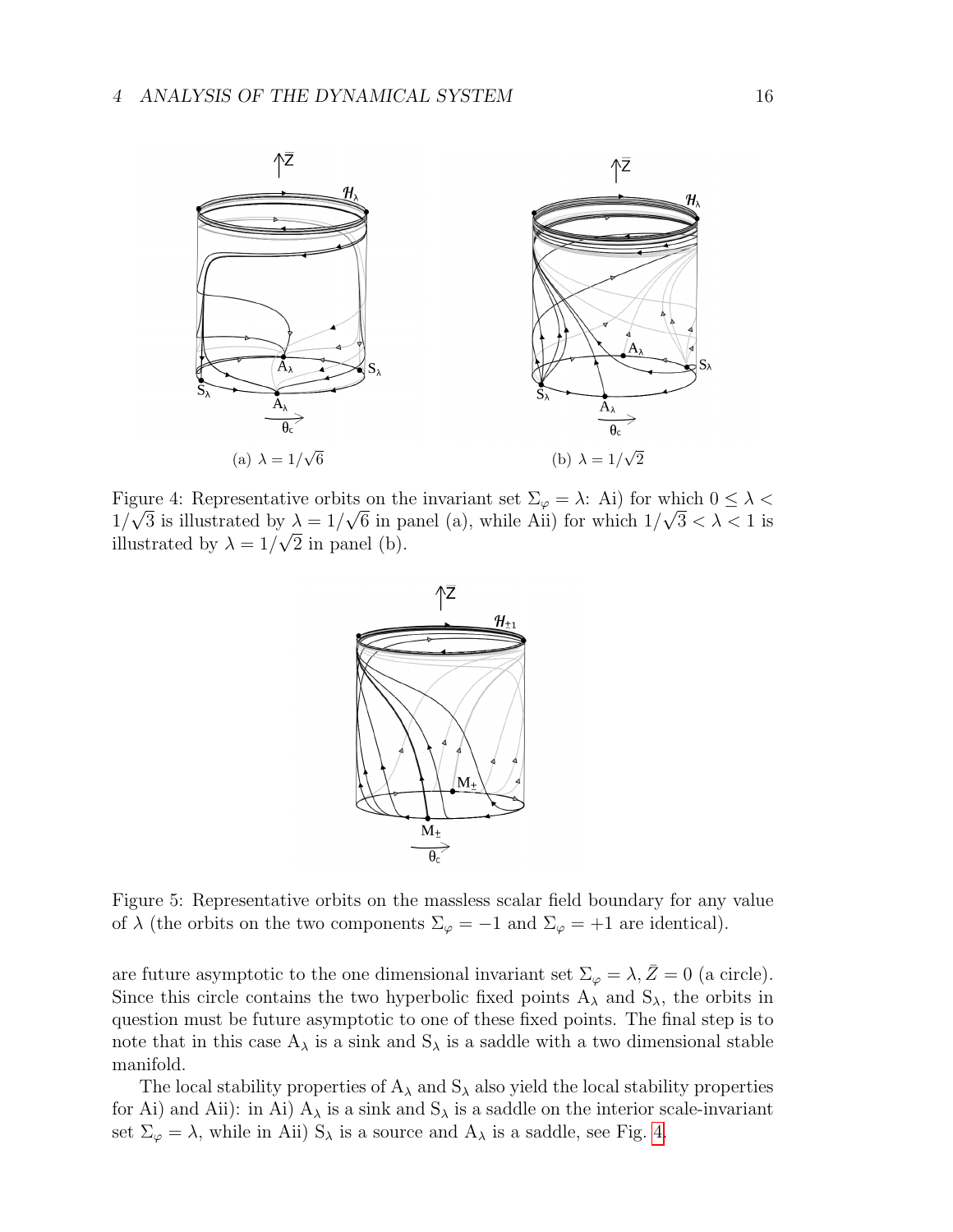(a) $\lambda = 1/\sqrt{6}$

(b) $\lambda = 1/\sqrt{2}$

Figure 4: Representative orbits on the invariant set $\Sigma_\varphi = \lambda$: Ai) for which $0 \leq \lambda < 1/\sqrt{3}$ is illustrated by $\lambda = 1/\sqrt{6}$ in panel (a), while Aii) for which $1/\sqrt{3} < \lambda < 1$ is illustrated by $\lambda = 1/\sqrt{2}$ in panel (b).

Figure 5: Representative orbits on the massless scalar field boundary for any value of $\lambda$ (the orbits on the two components $\Sigma_\varphi = -1$ and $\Sigma_\varphi = +1$ are identical).

are future asymptotic to the one dimensional invariant set $\Sigma_\varphi = \lambda, \bar{Z} = 0$ (a circle). Since this circle contains the two hyperbolic fixed points $\mathrm{A}_\lambda$ and $\mathrm{S}_\lambda$, the orbits in question must be future asymptotic to one of these fixed points. The final step is to note that in this case $\mathrm{A}_\lambda$ is a sink and $\mathrm{S}_\lambda$ is a saddle with a two dimensional stable manifold.

The local stability properties of $\mathrm{A}_\lambda$ and $\mathrm{S}_\lambda$ also yield the local stability properties for Ai) and Aii): in Ai) $\mathrm{A}_\lambda$ is a sink and $\mathrm{S}_\lambda$ is a saddle on the interior scale-invariant set $\Sigma_\varphi = \lambda$, while in Aii) $\mathrm{S}_\lambda$ is a source and $\mathrm{A}_\lambda$ is a saddle, see Fig. 4.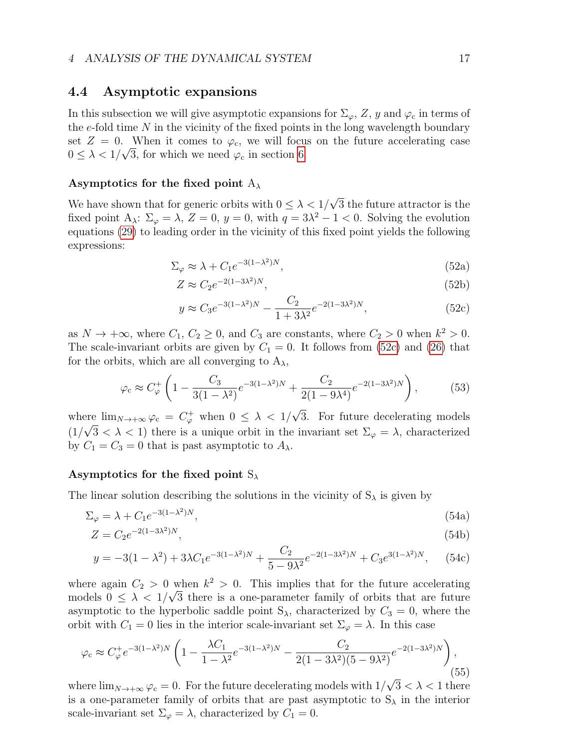### 4.4 Asymptotic expansions

In this subsection we will give asymptotic expansions for $\Sigma_\varphi$, $Z$, $y$ and $\varphi_c$ in terms of the $e$-fold time $N$ in the vicinity of the fixed points in the long wavelength boundary set $Z = 0$. When it comes to $\varphi_c$, we will focus on the future accelerating case $0 \leq \lambda < 1/\sqrt{3}$, for which we need $\varphi_c$ in section 6.

#### Asymptotics for the fixed point $\mathrm{A}_\lambda$

We have shown that for generic orbits with $0 \leq \lambda < 1/\sqrt{3}$ the future attractor is the fixed point $\mathrm{A}_\lambda$: $\Sigma_\varphi = \lambda$, $Z = 0$, $y = 0$, with $q = 3\lambda^2 - 1 < 0$. Solving the evolution equations (29) to leading order in the vicinity of this fixed point yields the following expressions:

$$\Sigma_\varphi \approx \lambda + C_1 e^{-3(1-\lambda^2)N}, \tag{52a}$$

$$Z \approx C_2 e^{-2(1-3\lambda^2)N}, \tag{52b}$$

$$y \approx C_3 e^{-3(1-\lambda^2)N} - \frac{C_2}{1+3\lambda^2} e^{-2(1-3\lambda^2)N}, \tag{52c}$$

as $N \to +\infty$, where $C_1$, $C_2 \geq 0$, and $C_3$ are constants, where $C_2 > 0$ when $k^2 > 0$. The scale-invariant orbits are given by $C_1 = 0$. It follows from (52c) and (26) that for the orbits, which are all converging to $\mathrm{A}_\lambda$,

$$\varphi_c \approx C_\varphi^+ \left(1 - \frac{C_3}{3(1-\lambda^2)} e^{-3(1-\lambda^2)N} + \frac{C_2}{2(1-9\lambda^4)} e^{-2(1-3\lambda^2)N}\right), \tag{53}$$

where $\lim_{N\to+\infty} \varphi_c = C_\varphi^+$ when $0 \leq \lambda < 1/\sqrt{3}$. For future decelerating models ($1/\sqrt{3} < \lambda < 1$) there is a unique orbit in the invariant set $\Sigma_\varphi = \lambda$, characterized by $C_1 = C_3 = 0$ that is past asymptotic to $A_\lambda$.

#### Asymptotics for the fixed point $\mathrm{S}_\lambda$

The linear solution describing the solutions in the vicinity of $\mathrm{S}_\lambda$ is given by

$$\Sigma_\varphi = \lambda + C_1 e^{-3(1-\lambda^2)N}, \tag{54a}$$

$$Z = C_2 e^{-2(1-3\lambda^2)N}, \tag{54b}$$

$$y = -3(1-\lambda^2) + 3\lambda C_1 e^{-3(1-\lambda^2)N} + \frac{C_2}{5-9\lambda^2} e^{-2(1-3\lambda^2)N} + C_3 e^{3(1-\lambda^2)N}, \tag{54c}$$

where again $C_2 > 0$ when $k^2 > 0$. This implies that for the future accelerating models $0 \leq \lambda < 1/\sqrt{3}$ there is a one-parameter family of orbits that are future asymptotic to the hyperbolic saddle point $\mathrm{S}_\lambda$, characterized by $C_3 = 0$, where the orbit with $C_1 = 0$ lies in the interior scale-invariant set $\Sigma_\varphi = \lambda$. In this case

$$\varphi_c \approx C_\varphi^+ e^{-3(1-\lambda^2)N} \left(1 - \frac{\lambda C_1}{1-\lambda^2} e^{-3(1-\lambda^2)N} - \frac{C_2}{2(1-3\lambda^2)(5-9\lambda^2)} e^{-2(1-3\lambda^2)N}\right), \tag{55}$$

where $\lim_{N\to+\infty} \varphi_c = 0$. For the future decelerating models with $1/\sqrt{3} < \lambda < 1$ there is a one-parameter family of orbits that are past asymptotic to $\mathrm{S}_\lambda$ in the interior scale-invariant set $\Sigma_\varphi = \lambda$, characterized by $C_1 = 0$.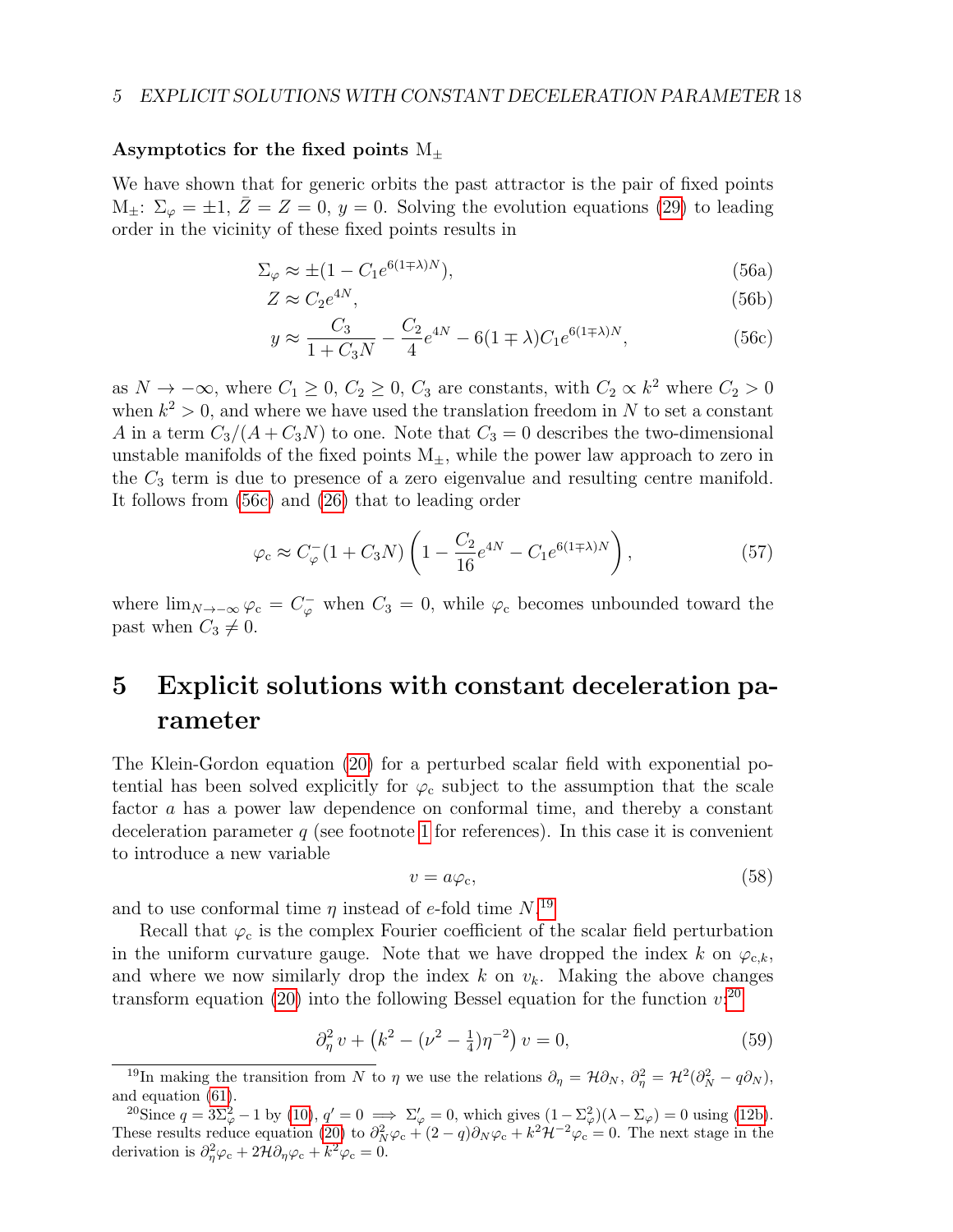**Asymptotics for the fixed points $\mathrm{M}_\pm$**

We have shown that for generic orbits the past attractor is the pair of fixed points $\mathrm{M}_\pm$: $\Sigma_\varphi = \pm 1$, $\bar{Z} = Z = 0$, $y = 0$. Solving the evolution equations (29) to leading order in the vicinity of these fixed points results in

$$\Sigma_\varphi \approx \pm(1 - C_1 e^{6(1\mp\lambda)N}), \tag{56a}$$

$$Z \approx C_2 e^{4N}, \tag{56b}$$

$$y \approx \frac{C_3}{1 + C_3 N} - \frac{C_2}{4}e^{4N} - 6(1\mp\lambda)C_1 e^{6(1\mp\lambda)N}, \tag{56c}$$

as $N \to -\infty$, where $C_1 \geq 0$, $C_2 \geq 0$, $C_3$ are constants, with $C_2 \propto k^2$ where $C_2 > 0$ when $k^2 > 0$, and where we have used the translation freedom in $N$ to set a constant $A$ in a term $C_3/(A + C_3 N)$ to one. Note that $C_3 = 0$ describes the two-dimensional unstable manifolds of the fixed points $\mathrm{M}_\pm$, while the power law approach to zero in the $C_3$ term is due to presence of a zero eigenvalue and resulting centre manifold. It follows from (56c) and (26) that to leading order

$$\varphi_\mathrm{c} \approx C_\varphi^-(1 + C_3 N)\left(1 - \frac{C_2}{16}e^{4N} - C_1 e^{6(1\mp\lambda)N}\right), \tag{57}$$

where $\lim_{N\to-\infty}\varphi_\mathrm{c} = C_\varphi^-$ when $C_3 = 0$, while $\varphi_\mathrm{c}$ becomes unbounded toward the past when $C_3 \neq 0$.

# 5 Explicit solutions with constant deceleration parameter

The Klein-Gordon equation (20) for a perturbed scalar field with exponential potential has been solved explicitly for $\varphi_\mathrm{c}$ subject to the assumption that the scale factor $a$ has a power law dependence on conformal time, and thereby a constant deceleration parameter $q$ (see footnote 1 for references). In this case it is convenient to introduce a new variable

$$v = a\varphi_\mathrm{c}, \tag{58}$$

and to use conformal time $\eta$ instead of $e$-fold time $N$.[19]

Recall that $\varphi_\mathrm{c}$ is the complex Fourier coefficient of the scalar field perturbation in the uniform curvature gauge. Note that we have dropped the index $k$ on $\varphi_{\mathrm{c},k}$, and where we now similarly drop the index $k$ on $v_k$. Making the above changes transform equation (20) into the following Bessel equation for the function $v$:[20]

$$\partial_\eta^2 v + \left(k^2 - (\nu^2 - \tfrac{1}{4})\eta^{-2}\right)v = 0, \tag{59}$$

[19] In making the transition from $N$ to $\eta$ we use the relations $\partial_\eta = \mathcal{H}\partial_N$, $\partial_\eta^2 = \mathcal{H}^2(\partial_N^2 - q\partial_N)$, and equation (61).

[20] Since $q = 3\Sigma_\varphi^2 - 1$ by (10), $q' = 0 \implies \Sigma_\varphi' = 0$, which gives $(1-\Sigma_\varphi^2)(\lambda - \Sigma_\varphi) = 0$ using (12b). These results reduce equation (20) to $\partial_N^2\varphi_\mathrm{c} + (2-q)\partial_N\varphi_\mathrm{c} + k^2\mathcal{H}^{-2}\varphi_\mathrm{c} = 0$. The next stage in the derivation is $\partial_\eta^2\varphi_\mathrm{c} + 2\mathcal{H}\partial_\eta\varphi_\mathrm{c} + k^2\varphi_\mathrm{c} = 0$.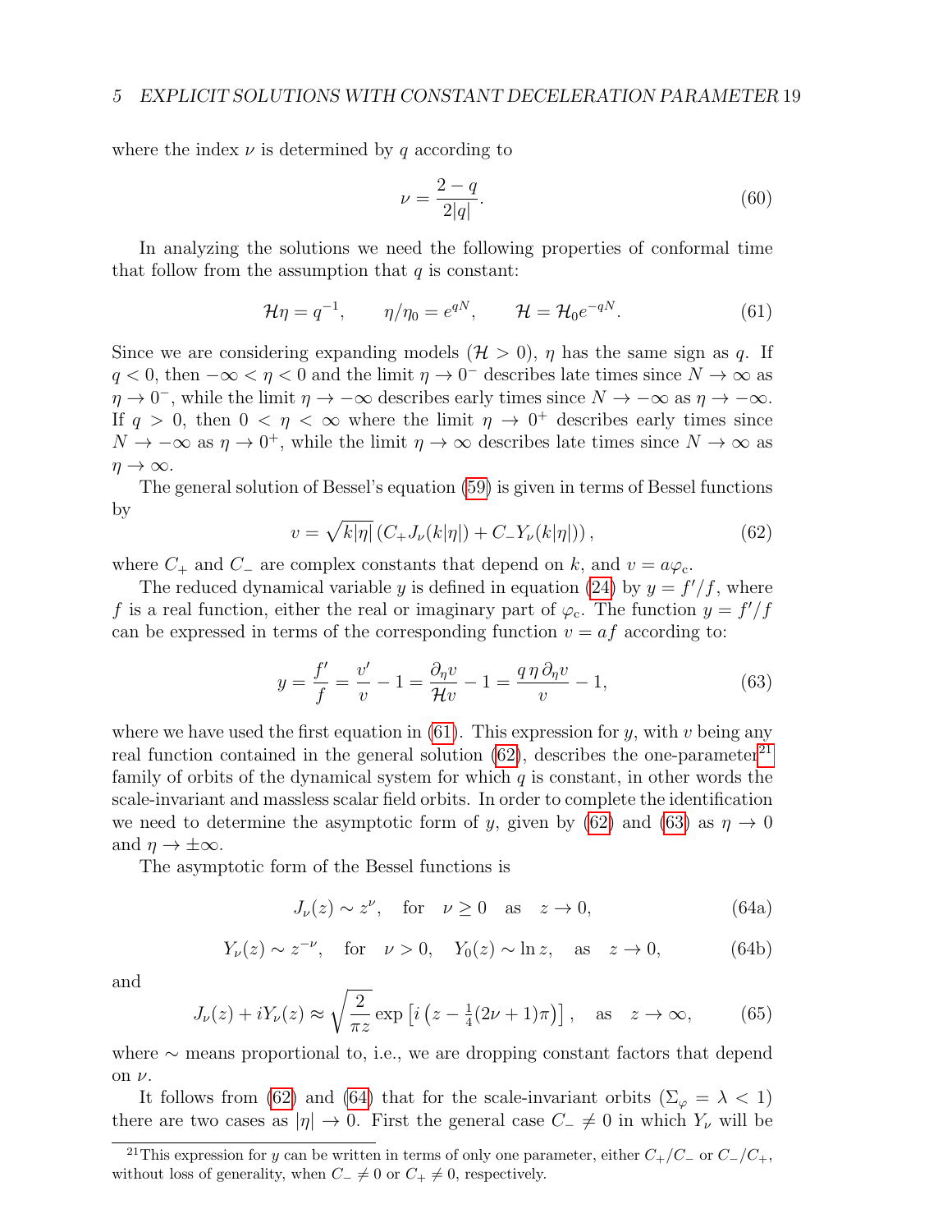where the index $\nu$ is determined by $q$ according to

$$\nu = \frac{2-q}{2|q|}. \tag{60}$$

In analyzing the solutions we need the following properties of conformal time that follow from the assumption that $q$ is constant:

$$\mathcal{H}\eta = q^{-1}, \qquad \eta/\eta_0 = e^{qN}, \qquad \mathcal{H} = \mathcal{H}_0 e^{-qN}. \tag{61}$$

Since we are considering expanding models ($\mathcal{H} > 0$), $\eta$ has the same sign as $q$. If $q < 0$, then $-\infty < \eta < 0$ and the limit $\eta \to 0^-$ describes late times since $N \to \infty$ as $\eta \to 0^-$, while the limit $\eta \to -\infty$ describes early times since $N \to -\infty$ as $\eta \to -\infty$. If $q > 0$, then $0 < \eta < \infty$ where the limit $\eta \to 0^+$ describes early times since $N \to -\infty$ as $\eta \to 0^+$, while the limit $\eta \to \infty$ describes late times since $N \to \infty$ as $\eta \to \infty$.

The general solution of Bessel's equation (59) is given in terms of Bessel functions by

$$v = \sqrt{k|\eta|}\left(C_+ J_\nu(k|\eta|) + C_- Y_\nu(k|\eta|)\right), \tag{62}$$

where $C_+$ and $C_-$ are complex constants that depend on $k$, and $v = a\varphi_{\rm c}$.

The reduced dynamical variable $y$ is defined in equation (24) by $y = f'/f$, where $f$ is a real function, either the real or imaginary part of $\varphi_{\rm c}$. The function $y = f'/f$ can be expressed in terms of the corresponding function $v = af$ according to:

$$y = \frac{f'}{f} = \frac{v'}{v} - 1 = \frac{\partial_\eta v}{\mathcal{H} v} - 1 = \frac{q\,\eta\,\partial_\eta v}{v} - 1, \tag{63}$$

where we have used the first equation in (61). This expression for $y$, with $v$ being any real function contained in the general solution (62), describes the one-parameter[21] family of orbits of the dynamical system for which $q$ is constant, in other words the scale-invariant and massless scalar field orbits. In order to complete the identification we need to determine the asymptotic form of $y$, given by (62) and (63) as $\eta \to 0$ and $\eta \to \pm\infty$.

The asymptotic form of the Bessel functions is

$$J_\nu(z) \sim z^\nu, \quad \text{for} \quad \nu \geq 0 \quad \text{as} \quad z \to 0, \tag{64a}$$

$$Y_\nu(z) \sim z^{-\nu}, \quad \text{for} \quad \nu > 0, \quad Y_0(z) \sim \ln z, \quad \text{as} \quad z \to 0, \tag{64b}$$

and

$$J_\nu(z) + iY_\nu(z) \approx \sqrt{\frac{2}{\pi z}}\exp\left[i\left(z - \tfrac{1}{4}(2\nu+1)\pi\right)\right], \quad \text{as} \quad z \to \infty, \tag{65}$$

where $\sim$ means proportional to, i.e., we are dropping constant factors that depend on $\nu$.

It follows from (62) and (64) that for the scale-invariant orbits ($\Sigma_\varphi = \lambda < 1$) there are two cases as $|\eta| \to 0$. First the general case $C_- \neq 0$ in which $Y_\nu$ will be

[21] This expression for $y$ can be written in terms of only one parameter, either $C_+/C_-$ or $C_-/C_+$, without loss of generality, when $C_- \neq 0$ or $C_+ \neq 0$, respectively.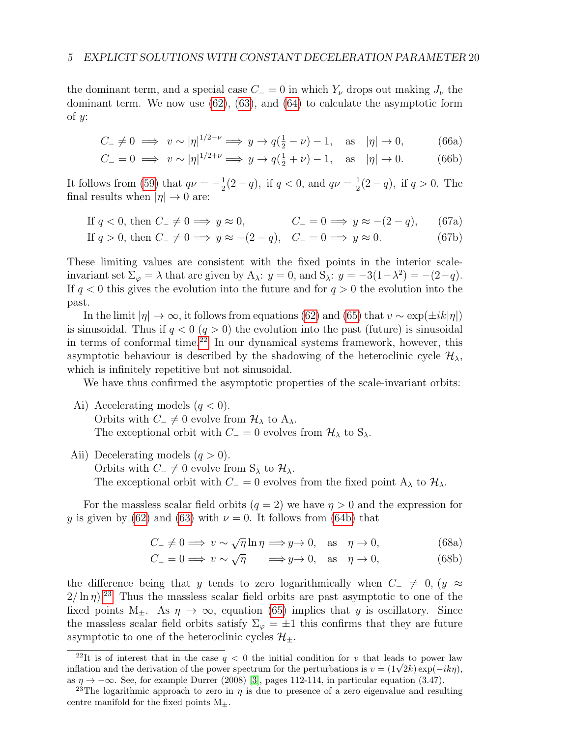the dominant term, and a special case $C_- = 0$ in which $Y_\nu$ drops out making $J_\nu$ the dominant term. We now use (62), (63), and (64) to calculate the asymptotic form of $y$:

$$C_- \neq 0 \implies v \sim |\eta|^{1/2-\nu} \implies y \to q(\tfrac{1}{2} - \nu) - 1, \quad \text{as} \quad |\eta| \to 0, \tag{66a}$$

$$C_- = 0 \implies v \sim |\eta|^{1/2+\nu} \implies y \to q(\tfrac{1}{2} + \nu) - 1, \quad \text{as} \quad |\eta| \to 0. \tag{66b}$$

It follows from (59) that $q\nu = -\frac{1}{2}(2-q)$, if $q < 0$, and $q\nu = \frac{1}{2}(2-q)$, if $q > 0$. The final results when $|\eta| \to 0$ are:

$$\text{If } q < 0, \text{ then } C_- \neq 0 \implies y \approx 0, \qquad C_- = 0 \implies y \approx -(2-q), \tag{67a}$$

$$\text{If } q > 0, \text{ then } C_- \neq 0 \implies y \approx -(2-q), \quad C_- = 0 \implies y \approx 0. \tag{67b}$$

These limiting values are consistent with the fixed points in the interior scale-invariant set $\Sigma_\varphi = \lambda$ that are given by A$_\lambda$: $y = 0$, and S$_\lambda$: $y = -3(1-\lambda^2) = -(2-q)$. If $q < 0$ this gives the evolution into the future and for $q > 0$ the evolution into the past.

In the limit $|\eta| \to \infty$, it follows from equations (62) and (65) that $v \sim \exp(\pm ik|\eta|)$ is sinusoidal. Thus if $q < 0$ ($q > 0$) the evolution into the past (future) is sinusoidal in terms of conformal time.[22] In our dynamical systems framework, however, this asymptotic behaviour is described by the shadowing of the heteroclinic cycle $\mathcal{H}_\lambda$, which is infinitely repetitive but not sinusoidal.

We have thus confirmed the asymptotic properties of the scale-invariant orbits:

Ai) Accelerating models ($q < 0$).
Orbits with $C_- \neq 0$ evolve from $\mathcal{H}_\lambda$ to A$_\lambda$.
The exceptional orbit with $C_- = 0$ evolves from $\mathcal{H}_\lambda$ to S$_\lambda$.

Aii) Decelerating models ($q > 0$).
Orbits with $C_- \neq 0$ evolve from S$_\lambda$ to $\mathcal{H}_\lambda$.
The exceptional orbit with $C_- = 0$ evolves from the fixed point A$_\lambda$ to $\mathcal{H}_\lambda$.

For the massless scalar field orbits ($q = 2$) we have $\eta > 0$ and the expression for $y$ is given by (62) and (63) with $\nu = 0$. It follows from (64b) that

$$C_- \neq 0 \implies v \sim \sqrt{\eta} \ln \eta \implies y \to 0, \quad \text{as} \quad \eta \to 0, \tag{68a}$$

$$C_- = 0 \implies v \sim \sqrt{\eta} \qquad \implies y \to 0, \quad \text{as} \quad \eta \to 0, \tag{68b}$$

the difference being that $y$ tends to zero logarithmically when $C_- \neq 0$, ($y \approx 2/\ln \eta$).[23] Thus the massless scalar field orbits are past asymptotic to one of the fixed points M$_\pm$. As $\eta \to \infty$, equation (65) implies that $y$ is oscillatory. Since the massless scalar field orbits satisfy $\Sigma_\varphi = \pm 1$ this confirms that they are future asymptotic to one of the heteroclinic cycles $\mathcal{H}_\pm$.

[22] It is of interest that in the case $q < 0$ the initial condition for $v$ that leads to power law inflation and the derivation of the power spectrum for the perturbations is $v = (1\sqrt{2k}) \exp(-ik\eta)$, as $\eta \to -\infty$. See, for example Durrer (2008) [3], pages 112-114, in particular equation (3.47).

[23] The logarithmic approach to zero in $\eta$ is due to presence of a zero eigenvalue and resulting centre manifold for the fixed points M$_\pm$.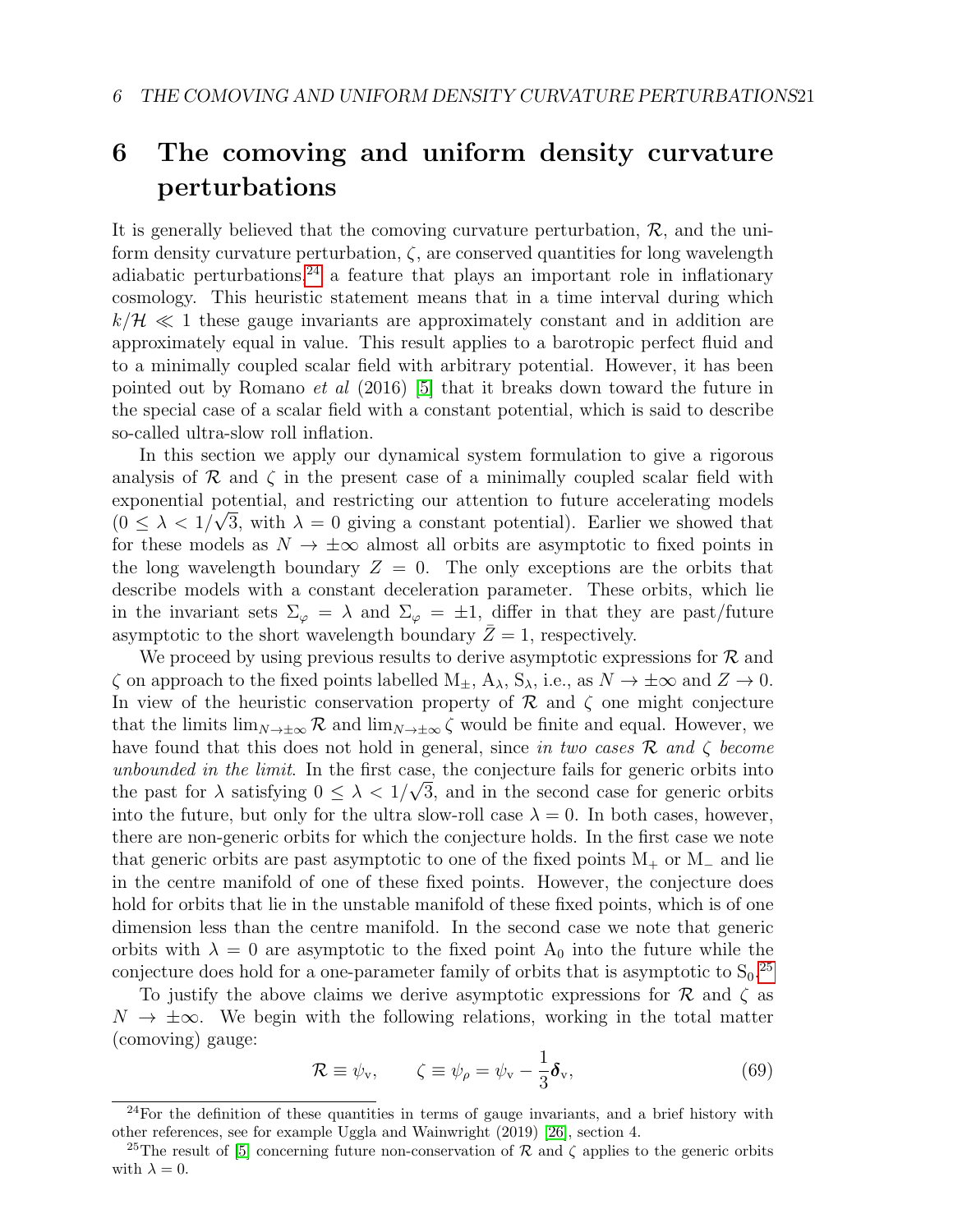# 6 The comoving and uniform density curvature perturbations

It is generally believed that the comoving curvature perturbation, $\mathcal{R}$, and the uniform density curvature perturbation, $\zeta$, are conserved quantities for long wavelength adiabatic perturbations,[24] a feature that plays an important role in inflationary cosmology. This heuristic statement means that in a time interval during which $k/\mathcal{H} \ll 1$ these gauge invariants are approximately constant and in addition are approximately equal in value. This result applies to a barotropic perfect fluid and to a minimally coupled scalar field with arbitrary potential. However, it has been pointed out by Romano *et al* (2016) [5] that it breaks down toward the future in the special case of a scalar field with a constant potential, which is said to describe so-called ultra-slow roll inflation.

In this section we apply our dynamical system formulation to give a rigorous analysis of $\mathcal{R}$ and $\zeta$ in the present case of a minimally coupled scalar field with exponential potential, and restricting our attention to future accelerating models ($0 \leq \lambda < 1/\sqrt{3}$, with $\lambda = 0$ giving a constant potential). Earlier we showed that for these models as $N \to \pm\infty$ almost all orbits are asymptotic to fixed points in the long wavelength boundary $Z = 0$. The only exceptions are the orbits that describe models with a constant deceleration parameter. These orbits, which lie in the invariant sets $\Sigma_\varphi = \lambda$ and $\Sigma_\varphi = \pm 1$, differ in that they are past/future asymptotic to the short wavelength boundary $\bar{Z} = 1$, respectively.

We proceed by using previous results to derive asymptotic expressions for $\mathcal{R}$ and $\zeta$ on approach to the fixed points labelled $\mathrm{M}_\pm$, $\mathrm{A}_\lambda$, $\mathrm{S}_\lambda$, i.e., as $N \to \pm\infty$ and $Z \to 0$. In view of the heuristic conservation property of $\mathcal{R}$ and $\zeta$ one might conjecture that the limits $\lim_{N\to\pm\infty} \mathcal{R}$ and $\lim_{N\to\pm\infty} \zeta$ would be finite and equal. However, we have found that this does not hold in general, since *in two cases $\mathcal{R}$ and $\zeta$ become unbounded in the limit*. In the first case, the conjecture fails for generic orbits into the past for $\lambda$ satisfying $0 \leq \lambda < 1/\sqrt{3}$, and in the second case for generic orbits into the future, but only for the ultra slow-roll case $\lambda = 0$. In both cases, however, there are non-generic orbits for which the conjecture holds. In the first case we note that generic orbits are past asymptotic to one of the fixed points $\mathrm{M}_+$ or $\mathrm{M}_-$ and lie in the centre manifold of one of these fixed points. However, the conjecture does hold for orbits that lie in the unstable manifold of these fixed points, which is of one dimension less than the centre manifold. In the second case we note that generic orbits with $\lambda = 0$ are asymptotic to the fixed point $\mathrm{A}_0$ into the future while the conjecture does hold for a one-parameter family of orbits that is asymptotic to $\mathrm{S}_0$.[25]

To justify the above claims we derive asymptotic expressions for $\mathcal{R}$ and $\zeta$ as $N \to \pm\infty$. We begin with the following relations, working in the total matter (comoving) gauge:

$$\mathcal{R} \equiv \psi_{\mathrm{v}}, \qquad \zeta \equiv \psi_\rho = \psi_{\mathrm{v}} - \frac{1}{3}\boldsymbol{\delta}_{\mathrm{v}}, \tag{69}$$

---

[24] For the definition of these quantities in terms of gauge invariants, and a brief history with other references, see for example Uggla and Wainwright (2019) [26], section 4.

[25] The result of [5] concerning future non-conservation of $\mathcal{R}$ and $\zeta$ applies to the generic orbits with $\lambda = 0$.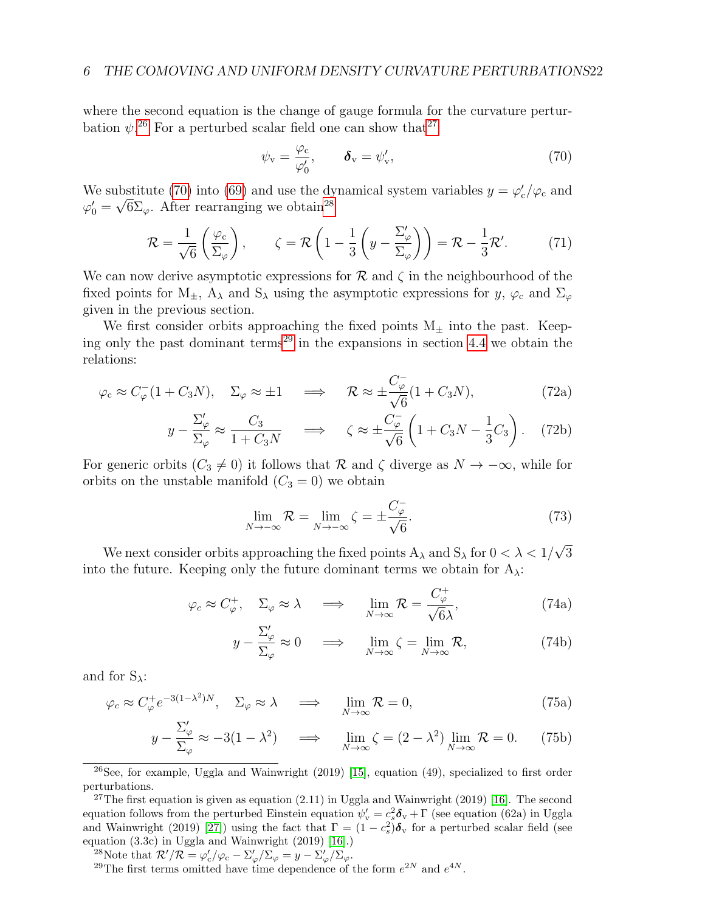where the second equation is the change of gauge formula for the curvature perturbation $\psi$.[26] For a perturbed scalar field one can show that[27]

$$\psi_\mathrm{v} = \frac{\varphi_\mathrm{c}}{\varphi_0'}, \qquad \boldsymbol{\delta}_\mathrm{v} = \psi_\mathrm{v}', \tag{70}$$

We substitute (70) into (69) and use the dynamical system variables $y = \varphi_\mathrm{c}'/\varphi_\mathrm{c}$ and $\varphi_0' = \sqrt{6}\Sigma_\varphi$. After rearranging we obtain[28]

$$\mathcal{R} = \frac{1}{\sqrt{6}}\left(\frac{\varphi_\mathrm{c}}{\Sigma_\varphi}\right), \qquad \zeta = \mathcal{R}\left(1 - \frac{1}{3}\left(y - \frac{\Sigma_\varphi'}{\Sigma_\varphi}\right)\right) = \mathcal{R} - \frac{1}{3}\mathcal{R}'. \tag{71}$$

We can now derive asymptotic expressions for $\mathcal{R}$ and $\zeta$ in the neighbourhood of the fixed points for $\mathrm{M}_\pm$, $\mathrm{A}_\lambda$ and $\mathrm{S}_\lambda$ using the asymptotic expressions for $y$, $\varphi_\mathrm{c}$ and $\Sigma_\varphi$ given in the previous section.

We first consider orbits approaching the fixed points $\mathrm{M}_\pm$ into the past. Keeping only the past dominant terms[29] in the expansions in section 4.4 we obtain the relations:

$$\varphi_\mathrm{c} \approx C_\varphi^-(1 + C_3 N), \quad \Sigma_\varphi \approx \pm 1 \quad \Longrightarrow \quad \mathcal{R} \approx \pm\frac{C_\varphi^-}{\sqrt{6}}(1 + C_3 N), \tag{72a}$$

$$y - \frac{\Sigma_\varphi'}{\Sigma_\varphi} \approx \frac{C_3}{1 + C_3 N} \quad \Longrightarrow \quad \zeta \approx \pm\frac{C_\varphi^-}{\sqrt{6}}\left(1 + C_3 N - \frac{1}{3}C_3\right). \tag{72b}$$

For generic orbits ($C_3 \neq 0$) it follows that $\mathcal{R}$ and $\zeta$ diverge as $N \to -\infty$, while for orbits on the unstable manifold ($C_3 = 0$) we obtain

$$\lim_{N\to-\infty} \mathcal{R} = \lim_{N\to-\infty} \zeta = \pm\frac{C_\varphi^-}{\sqrt{6}}. \tag{73}$$

We next consider orbits approaching the fixed points $\mathrm{A}_\lambda$ and $\mathrm{S}_\lambda$ for $0 < \lambda < 1/\sqrt{3}$ into the future. Keeping only the future dominant terms we obtain for $\mathrm{A}_\lambda$:

$$\varphi_c \approx C_\varphi^+, \quad \Sigma_\varphi \approx \lambda \quad \Longrightarrow \quad \lim_{N\to\infty} \mathcal{R} = \frac{C_\varphi^+}{\sqrt{6}\lambda}, \tag{74a}$$

$$y - \frac{\Sigma_\varphi'}{\Sigma_\varphi} \approx 0 \quad \Longrightarrow \quad \lim_{N\to\infty} \zeta = \lim_{N\to\infty} \mathcal{R}, \tag{74b}$$

and for $\mathrm{S}_\lambda$:

$$\varphi_c \approx C_\varphi^+ e^{-3(1-\lambda^2)N}, \quad \Sigma_\varphi \approx \lambda \quad \Longrightarrow \quad \lim_{N\to\infty} \mathcal{R} = 0, \tag{75a}$$

$$y - \frac{\Sigma_\varphi'}{\Sigma_\varphi} \approx -3(1-\lambda^2) \quad \Longrightarrow \quad \lim_{N\to\infty} \zeta = (2-\lambda^2)\lim_{N\to\infty} \mathcal{R} = 0. \tag{75b}$$

---

[26] See, for example, Uggla and Wainwright (2019) [15], equation (49), specialized to first order perturbations.

[27] The first equation is given as equation (2.11) in Uggla and Wainwright (2019) [16]. The second equation follows from the perturbed Einstein equation $\psi_\mathrm{v}' = c_s^2\boldsymbol{\delta}_\mathrm{v} + \Gamma$ (see equation (62a) in Uggla and Wainwright (2019) [27]) using the fact that $\Gamma = (1 - c_s^2)\boldsymbol{\delta}_\mathrm{v}$ for a perturbed scalar field (see equation (3.3c) in Uggla and Wainwright (2019) [16].)

[28] Note that $\mathcal{R}'/\mathcal{R} = \varphi_\mathrm{c}'/\varphi_\mathrm{c} - \Sigma_\varphi'/\Sigma_\varphi = y - \Sigma_\varphi'/\Sigma_\varphi$.

[29] The first terms omitted have time dependence of the form $e^{2N}$ and $e^{4N}$.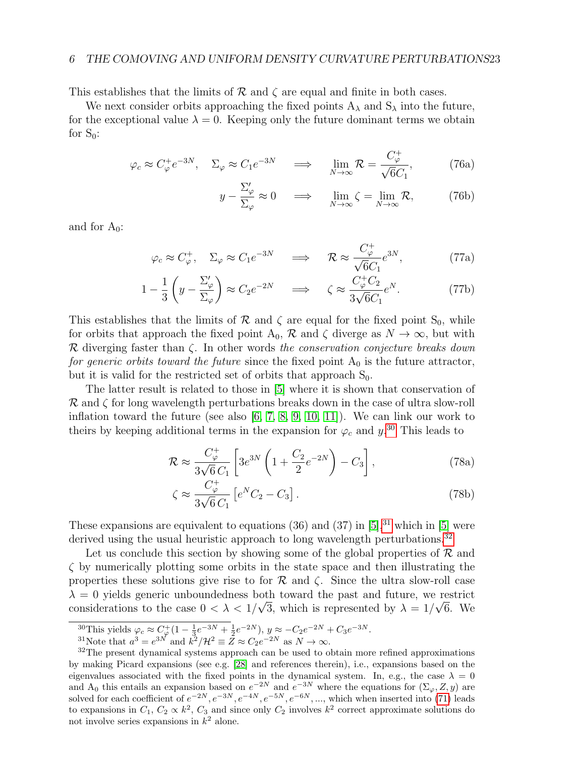This establishes that the limits of $\mathcal{R}$ and $\zeta$ are equal and finite in both cases.

We next consider orbits approaching the fixed points $\mathrm{A}_\lambda$ and $\mathrm{S}_\lambda$ into the future, for the exceptional value $\lambda = 0$. Keeping only the future dominant terms we obtain for $\mathrm{S}_0$:

$$\varphi_c \approx C_\varphi^+ e^{-3N}, \quad \Sigma_\varphi \approx C_1 e^{-3N} \quad \Longrightarrow \quad \lim_{N\to\infty} \mathcal{R} = \frac{C_\varphi^+}{\sqrt{6}C_1}, \tag{76a}$$

$$y - \frac{\Sigma_\varphi'}{\Sigma_\varphi} \approx 0 \quad \Longrightarrow \quad \lim_{N\to\infty} \zeta = \lim_{N\to\infty} \mathcal{R}, \tag{76b}$$

and for $\mathrm{A}_0$:

$$\varphi_c \approx C_\varphi^+, \quad \Sigma_\varphi \approx C_1 e^{-3N} \quad \Longrightarrow \quad \mathcal{R} \approx \frac{C_\varphi^+}{\sqrt{6}C_1} e^{3N}, \tag{77a}$$

$$1 - \frac{1}{3}\left(y - \frac{\Sigma_\varphi'}{\Sigma_\varphi}\right) \approx C_2 e^{-2N} \quad \Longrightarrow \quad \zeta \approx \frac{C_\varphi^+ C_2}{3\sqrt{6}C_1} e^{N}. \tag{77b}$$

This establishes that the limits of $\mathcal{R}$ and $\zeta$ are equal for the fixed point $\mathrm{S}_0$, while for orbits that approach the fixed point $\mathrm{A}_0$, $\mathcal{R}$ and $\zeta$ diverge as $N \to \infty$, but with $\mathcal{R}$ diverging faster than $\zeta$. In other words *the conservation conjecture breaks down for generic orbits toward the future* since the fixed point $\mathrm{A}_0$ is the future attractor, but it is valid for the restricted set of orbits that approach $\mathrm{S}_0$.

The latter result is related to those in [5] where it is shown that conservation of $\mathcal{R}$ and $\zeta$ for long wavelength perturbations breaks down in the case of ultra slow-roll inflation toward the future (see also [6, 7, 8, 9, 10, 11]). We can link our work to theirs by keeping additional terms in the expansion for $\varphi_c$ and $y$.[30] This leads to

$$\mathcal{R} \approx \frac{C_\varphi^+}{3\sqrt{6}\,C_1}\left[3e^{3N}\left(1 + \frac{C_2}{2}e^{-2N}\right) - C_3\right], \tag{78a}$$

$$\zeta \approx \frac{C_\varphi^+}{3\sqrt{6}\,C_1}\left[e^{N} C_2 - C_3\right]. \tag{78b}$$

These expansions are equivalent to equations (36) and (37) in [5],[31] which in [5] were derived using the usual heuristic approach to long wavelength perturbations.[32]

Let us conclude this section by showing some of the global properties of $\mathcal{R}$ and $\zeta$ by numerically plotting some orbits in the state space and then illustrating the properties these solutions give rise to for $\mathcal{R}$ and $\zeta$. Since the ultra slow-roll case $\lambda = 0$ yields generic unboundedness both toward the past and future, we restrict considerations to the case $0 < \lambda < 1/\sqrt{3}$, which is represented by $\lambda = 1/\sqrt{6}$. We

---

[30] This yields $\varphi_c \approx C_\varphi^+(1 - \frac{1}{3}e^{-3N} + \frac{1}{2}e^{-2N})$, $y \approx -C_2 e^{-2N} + C_3 e^{-3N}$.

[31] Note that $a^3 = e^{3N}$ and $k^2/\mathcal{H}^2 \equiv Z \approx C_2 e^{-2N}$ as $N \to \infty$.

[32] The present dynamical systems approach can be used to obtain more refined approximations by making Picard expansions (see e.g. [28] and references therein), i.e., expansions based on the eigenvalues associated with the fixed points in the dynamical system. In, e.g., the case $\lambda = 0$ and $\mathrm{A}_0$ this entails an expansion based on $e^{-2N}$ and $e^{-3N}$ where the equations for $(\Sigma_\varphi, Z, y)$ are solved for each coefficient of $e^{-2N}, e^{-3N}, e^{-4N}, e^{-5N}, e^{-6N}, \ldots$, which when inserted into (71) leads to expansions in $C_1$, $C_2 \propto k^2$, $C_3$ and since only $C_2$ involves $k^2$ correct approximate solutions do not involve series expansions in $k^2$ alone.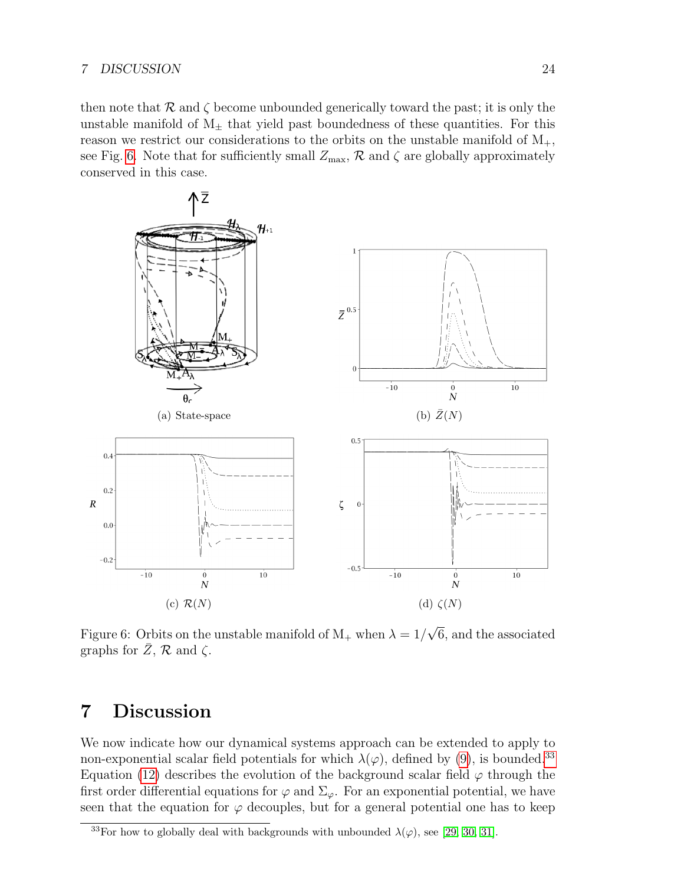then note that $\mathcal{R}$ and $\zeta$ become unbounded generically toward the past; it is only the unstable manifold of $\mathrm{M}_{\pm}$ that yield past boundedness of these quantities. For this reason we restrict our considerations to the orbits on the unstable manifold of $\mathrm{M}_{+}$, see Fig. 6. Note that for sufficiently small $Z_{\max}$, $\mathcal{R}$ and $\zeta$ are globally approximately conserved in this case.

(a) State-space

(b) $\bar{Z}(N)$

(c) $\mathcal{R}(N)$

(d) $\zeta(N)$

Figure 6: Orbits on the unstable manifold of $\mathrm{M}_{+}$ when $\lambda = 1/\sqrt{6}$, and the associated graphs for $\bar{Z}$, $\mathcal{R}$ and $\zeta$.

# 7 Discussion

We now indicate how our dynamical systems approach can be extended to apply to non-exponential scalar field potentials for which $\lambda(\varphi)$, defined by (9), is bounded.[33] Equation (12) describes the evolution of the background scalar field $\varphi$ through the first order differential equations for $\varphi$ and $\Sigma_{\varphi}$. For an exponential potential, we have seen that the equation for $\varphi$ decouples, but for a general potential one has to keep

[33]For how to globally deal with backgrounds with unbounded $\lambda(\varphi)$, see [29, 30, 31].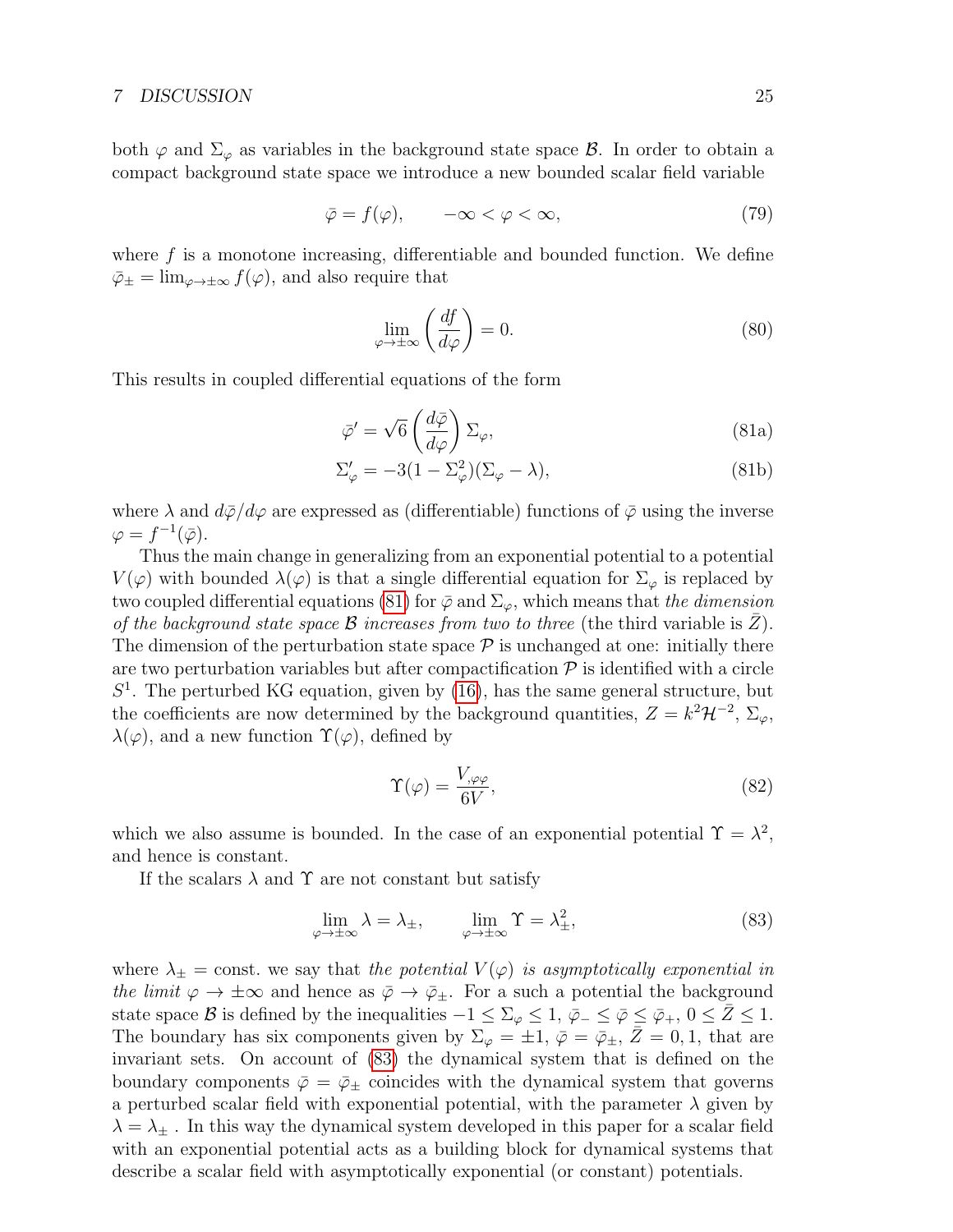both $\varphi$ and $\Sigma_\varphi$ as variables in the background state space $\mathcal{B}$. In order to obtain a compact background state space we introduce a new bounded scalar field variable

$$\bar{\varphi} = f(\varphi), \qquad -\infty < \varphi < \infty, \tag{79}$$

where $f$ is a monotone increasing, differentiable and bounded function. We define $\bar{\varphi}_\pm = \lim_{\varphi\to\pm\infty} f(\varphi)$, and also require that

$$\lim_{\varphi\to\pm\infty} \left(\frac{df}{d\varphi}\right) = 0. \tag{80}$$

This results in coupled differential equations of the form

$$\bar{\varphi}' = \sqrt{6}\left(\frac{d\bar{\varphi}}{d\varphi}\right)\Sigma_\varphi, \tag{81a}$$

$$\Sigma_\varphi' = -3(1-\Sigma_\varphi^2)(\Sigma_\varphi - \lambda), \tag{81b}$$

where $\lambda$ and $d\bar{\varphi}/d\varphi$ are expressed as (differentiable) functions of $\bar{\varphi}$ using the inverse $\varphi = f^{-1}(\bar{\varphi})$.

Thus the main change in generalizing from an exponential potential to a potential $V(\varphi)$ with bounded $\lambda(\varphi)$ is that a single differential equation for $\Sigma_\varphi$ is replaced by two coupled differential equations (81) for $\bar{\varphi}$ and $\Sigma_\varphi$, which means that *the dimension of the background state space $\mathcal{B}$ increases from two to three* (the third variable is $\bar{Z}$). The dimension of the perturbation state space $\mathcal{P}$ is unchanged at one: initially there are two perturbation variables but after compactification $\mathcal{P}$ is identified with a circle $S^1$. The perturbed KG equation, given by (16), has the same general structure, but the coefficients are now determined by the background quantities, $Z = k^2\mathcal{H}^{-2}$, $\Sigma_\varphi$, $\lambda(\varphi)$, and a new function $\Upsilon(\varphi)$, defined by

$$\Upsilon(\varphi) = \frac{V_{,\varphi\varphi}}{6V}, \tag{82}$$

which we also assume is bounded. In the case of an exponential potential $\Upsilon = \lambda^2$, and hence is constant.

If the scalars $\lambda$ and $\Upsilon$ are not constant but satisfy

$$\lim_{\varphi\to\pm\infty} \lambda = \lambda_\pm, \qquad \lim_{\varphi\to\pm\infty} \Upsilon = \lambda_\pm^2, \tag{83}$$

where $\lambda_\pm = \text{const.}$ we say that *the potential $V(\varphi)$ is asymptotically exponential in the limit* $\varphi \to \pm\infty$ and hence as $\bar{\varphi} \to \bar{\varphi}_\pm$. For a such a potential the background state space $\mathcal{B}$ is defined by the inequalities $-1 \leq \Sigma_\varphi \leq 1$, $\bar{\varphi}_- \leq \bar{\varphi} \leq \bar{\varphi}_+$, $0 \leq \bar{Z} \leq 1$. The boundary has six components given by $\Sigma_\varphi = \pm 1$, $\bar{\varphi} = \bar{\varphi}_\pm$, $\bar{Z} = 0, 1$, that are invariant sets. On account of (83) the dynamical system that is defined on the boundary components $\bar{\varphi} = \bar{\varphi}_\pm$ coincides with the dynamical system that governs a perturbed scalar field with exponential potential, with the parameter $\lambda$ given by $\lambda = \lambda_\pm$ . In this way the dynamical system developed in this paper for a scalar field with an exponential potential acts as a building block for dynamical systems that describe a scalar field with asymptotically exponential (or constant) potentials.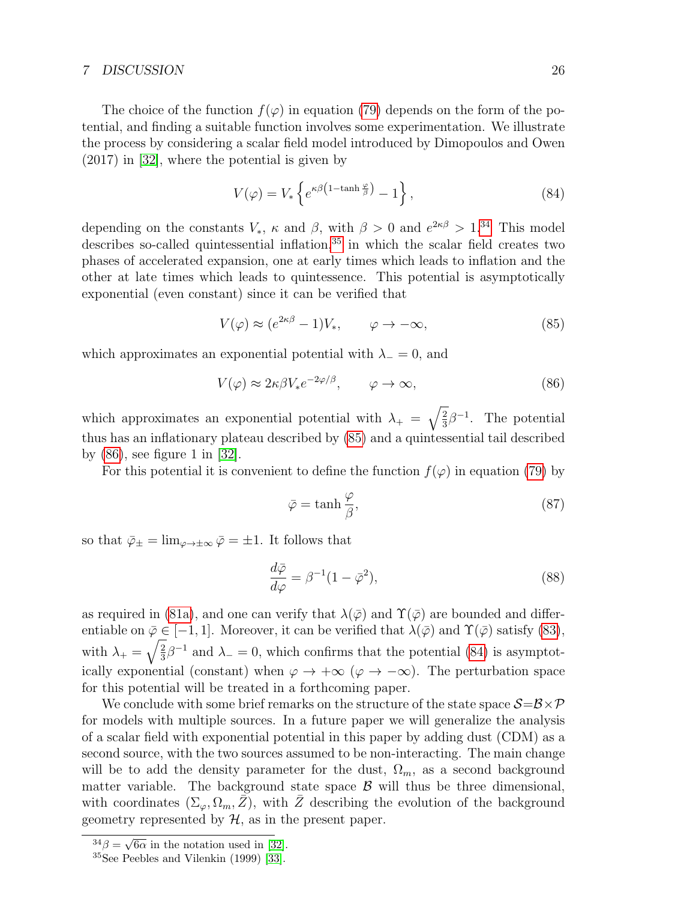The choice of the function $f(\varphi)$ in equation (79) depends on the form of the potential, and finding a suitable function involves some experimentation. We illustrate the process by considering a scalar field model introduced by Dimopoulos and Owen (2017) in [32], where the potential is given by

$$V(\varphi) = V_* \left\{ e^{\kappa\beta\left(1-\tanh\frac{\varphi}{\beta}\right)} - 1 \right\}, \tag{84}$$

depending on the constants $V_*$, $\kappa$ and $\beta$, with $\beta > 0$ and $e^{2\kappa\beta} > 1$.[34] This model describes so-called quintessential inflation,[35] in which the scalar field creates two phases of accelerated expansion, one at early times which leads to inflation and the other at late times which leads to quintessence. This potential is asymptotically exponential (even constant) since it can be verified that

$$V(\varphi) \approx (e^{2\kappa\beta} - 1)V_*, \qquad \varphi \to -\infty, \tag{85}$$

which approximates an exponential potential with $\lambda_- = 0$, and

$$V(\varphi) \approx 2\kappa\beta V_* e^{-2\varphi/\beta}, \qquad \varphi \to \infty, \tag{86}$$

which approximates an exponential potential with $\lambda_+ = \sqrt{\frac{2}{3}}\beta^{-1}$. The potential thus has an inflationary plateau described by (85) and a quintessential tail described by (86), see figure 1 in [32].

For this potential it is convenient to define the function $f(\varphi)$ in equation (79) by

$$\bar{\varphi} = \tanh\frac{\varphi}{\beta}, \tag{87}$$

so that $\bar{\varphi}_\pm = \lim_{\varphi\to\pm\infty}\bar{\varphi} = \pm 1$. It follows that

$$\frac{d\bar{\varphi}}{d\varphi} = \beta^{-1}(1 - \bar{\varphi}^2), \tag{88}$$

as required in (81a), and one can verify that $\lambda(\bar{\varphi})$ and $\Upsilon(\bar{\varphi})$ are bounded and differentiable on $\bar{\varphi} \in [-1, 1]$. Moreover, it can be verified that $\lambda(\bar{\varphi})$ and $\Upsilon(\bar{\varphi})$ satisfy (83), with $\lambda_+ = \sqrt{\frac{2}{3}}\beta^{-1}$ and $\lambda_- = 0$, which confirms that the potential (84) is asymptotically exponential (constant) when $\varphi \to +\infty$ ($\varphi \to -\infty$). The perturbation space for this potential will be treated in a forthcoming paper.

We conclude with some brief remarks on the structure of the state space $\mathcal{S}=\mathcal{B}\times\mathcal{P}$ for models with multiple sources. In a future paper we will generalize the analysis of a scalar field with exponential potential in this paper by adding dust (CDM) as a second source, with the two sources assumed to be non-interacting. The main change will be to add the density parameter for the dust, $\Omega_m$, as a second background matter variable. The background state space $\mathcal{B}$ will thus be three dimensional, with coordinates $(\Sigma_\varphi, \Omega_m, \bar{Z})$, with $\bar{Z}$ describing the evolution of the background geometry represented by $\mathcal{H}$, as in the present paper.

[34] $\beta = \sqrt{6\alpha}$ in the notation used in [32].

[35] See Peebles and Vilenkin (1999) [33].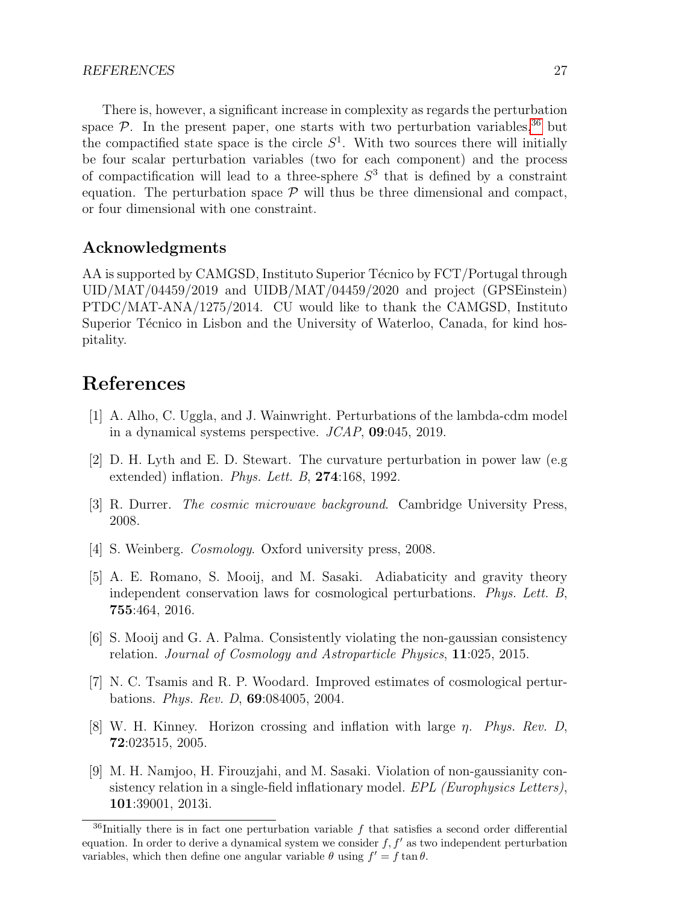There is, however, a significant increase in complexity as regards the perturbation space $\mathcal{P}$. In the present paper, one starts with two perturbation variables,[36] but the compactified state space is the circle $S^1$. With two sources there will initially be four scalar perturbation variables (two for each component) and the process of compactification will lead to a three-sphere $S^3$ that is defined by a constraint equation. The perturbation space $\mathcal{P}$ will thus be three dimensional and compact, or four dimensional with one constraint.

## Acknowledgments

AA is supported by CAMGSD, Instituto Superior Técnico by FCT/Portugal through UID/MAT/04459/2019 and UIDB/MAT/04459/2020 and project (GPSEinstein) PTDC/MAT-ANA/1275/2014. CU would like to thank the CAMGSD, Instituto Superior Técnico in Lisbon and the University of Waterloo, Canada, for kind hospitality.

# References

[1] A. Alho, C. Uggla, and J. Wainwright. Perturbations of the lambda-cdm model in a dynamical systems perspective. *JCAP*, **09**:045, 2019.

[2] D. H. Lyth and E. D. Stewart. The curvature perturbation in power law (e.g extended) inflation. *Phys. Lett. B*, **274**:168, 1992.

[3] R. Durrer. *The cosmic microwave background*. Cambridge University Press, 2008.

[4] S. Weinberg. *Cosmology*. Oxford university press, 2008.

[5] A. E. Romano, S. Mooij, and M. Sasaki. Adiabaticity and gravity theory independent conservation laws for cosmological perturbations. *Phys. Lett. B*, **755**:464, 2016.

[6] S. Mooij and G. A. Palma. Consistently violating the non-gaussian consistency relation. *Journal of Cosmology and Astroparticle Physics*, **11**:025, 2015.

[7] N. C. Tsamis and R. P. Woodard. Improved estimates of cosmological perturbations. *Phys. Rev. D*, **69**:084005, 2004.

[8] W. H. Kinney. Horizon crossing and inflation with large $\eta$. *Phys. Rev. D*, **72**:023515, 2005.

[9] M. H. Namjoo, H. Firouzjahi, and M. Sasaki. Violation of non-gaussianity consistency relation in a single-field inflationary model. *EPL (Europhysics Letters)*, **101**:39001, 2013i.

[36] Initially there is in fact one perturbation variable $f$ that satisfies a second order differential equation. In order to derive a dynamical system we consider $f, f'$ as two independent perturbation variables, which then define one angular variable $\theta$ using $f' = f \tan\theta$.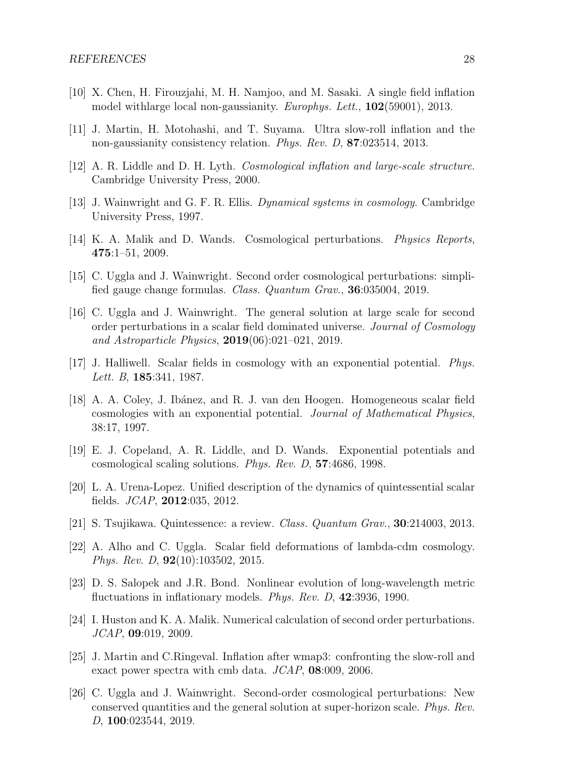[10] X. Chen, H. Firouzjahi, M. H. Namjoo, and M. Sasaki. A single field inflation model withlarge local non-gaussianity. *Europhys. Lett.*, **102**(59001), 2013.

[11] J. Martin, H. Motohashi, and T. Suyama. Ultra slow-roll inflation and the non-gaussianity consistency relation. *Phys. Rev. D*, **87**:023514, 2013.

[12] A. R. Liddle and D. H. Lyth. *Cosmological inflation and large-scale structure*. Cambridge University Press, 2000.

[13] J. Wainwright and G. F. R. Ellis. *Dynamical systems in cosmology*. Cambridge University Press, 1997.

[14] K. A. Malik and D. Wands. Cosmological perturbations. *Physics Reports*, **475**:1–51, 2009.

[15] C. Uggla and J. Wainwright. Second order cosmological perturbations: simplified gauge change formulas. *Class. Quantum Grav.*, **36**:035004, 2019.

[16] C. Uggla and J. Wainwright. The general solution at large scale for second order perturbations in a scalar field dominated universe. *Journal of Cosmology and Astroparticle Physics*, **2019**(06):021–021, 2019.

[17] J. Halliwell. Scalar fields in cosmology with an exponential potential. *Phys. Lett. B*, **185**:341, 1987.

[18] A. A. Coley, J. Ibánez, and R. J. van den Hoogen. Homogeneous scalar field cosmologies with an exponential potential. *Journal of Mathematical Physics*, 38:17, 1997.

[19] E. J. Copeland, A. R. Liddle, and D. Wands. Exponential potentials and cosmological scaling solutions. *Phys. Rev. D*, **57**:4686, 1998.

[20] L. A. Urena-Lopez. Unified description of the dynamics of quintessential scalar fields. *JCAP*, **2012**:035, 2012.

[21] S. Tsujikawa. Quintessence: a review. *Class. Quantum Grav.*, **30**:214003, 2013.

[22] A. Alho and C. Uggla. Scalar field deformations of lambda-cdm cosmology. *Phys. Rev. D*, **92**(10):103502, 2015.

[23] D. S. Salopek and J.R. Bond. Nonlinear evolution of long-wavelength metric fluctuations in inflationary models. *Phys. Rev. D*, **42**:3936, 1990.

[24] I. Huston and K. A. Malik. Numerical calculation of second order perturbations. *JCAP*, **09**:019, 2009.

[25] J. Martin and C.Ringeval. Inflation after wmap3: confronting the slow-roll and exact power spectra with cmb data. *JCAP*, **08**:009, 2006.

[26] C. Uggla and J. Wainwright. Second-order cosmological perturbations: New conserved quantities and the general solution at super-horizon scale. *Phys. Rev. D*, **100**:023544, 2019.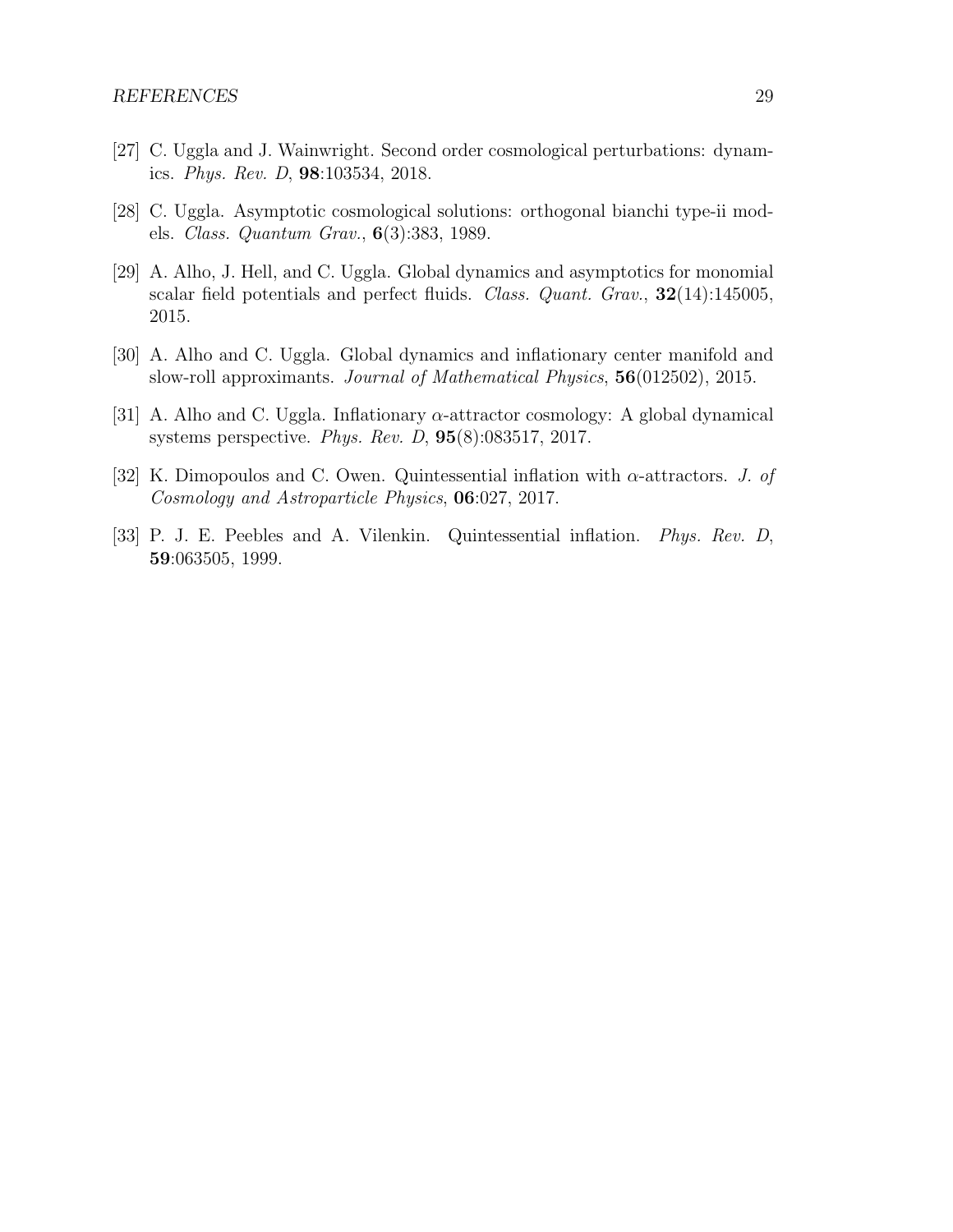[27] C. Uggla and J. Wainwright. Second order cosmological perturbations: dynamics. *Phys. Rev. D*, **98**:103534, 2018.

[28] C. Uggla. Asymptotic cosmological solutions: orthogonal bianchi type-ii models. *Class. Quantum Grav.*, **6**(3):383, 1989.

[29] A. Alho, J. Hell, and C. Uggla. Global dynamics and asymptotics for monomial scalar field potentials and perfect fluids. *Class. Quant. Grav.*, **32**(14):145005, 2015.

[30] A. Alho and C. Uggla. Global dynamics and inflationary center manifold and slow-roll approximants. *Journal of Mathematical Physics*, **56**(012502), 2015.

[31] A. Alho and C. Uggla. Inflationary $\alpha$-attractor cosmology: A global dynamical systems perspective. *Phys. Rev. D*, **95**(8):083517, 2017.

[32] K. Dimopoulos and C. Owen. Quintessential inflation with $\alpha$-attractors. *J. of Cosmology and Astroparticle Physics*, **06**:027, 2017.

[33] P. J. E. Peebles and A. Vilenkin. Quintessential inflation. *Phys. Rev. D*, **59**:063505, 1999.